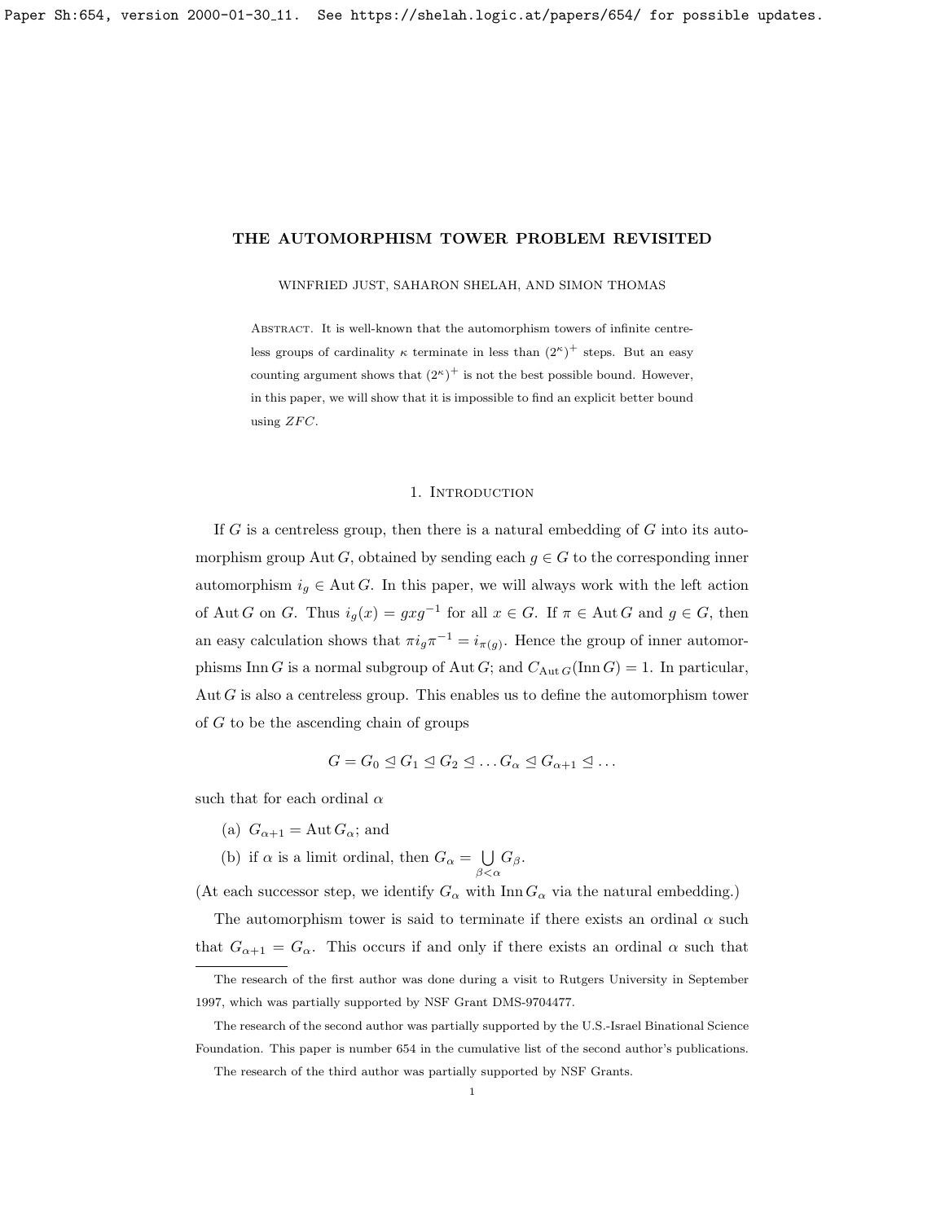# THE AUTOMORPHISM TOWER PROBLEM REVISITED

WINFRIED JUST, SAHARON SHELAH, AND SIMON THOMAS

Abstract. It is well-known that the automorphism towers of infinite centreless groups of cardinality $\kappa$ terminate in less than $(2^\kappa)^+$ steps. But an easy counting argument shows that $(2^\kappa)^+$ is not the best possible bound. However, in this paper, we will show that it is impossible to find an explicit better bound using $ZFC$.

## 1. Introduction

If $G$ is a centreless group, then there is a natural embedding of $G$ into its automorphism group $\operatorname{Aut} G$, obtained by sending each $g \in G$ to the corresponding inner automorphism $i_g \in \operatorname{Aut} G$. In this paper, we will always work with the left action of $\operatorname{Aut} G$ on $G$. Thus $i_g(x) = gxg^{-1}$ for all $x \in G$. If $\pi \in \operatorname{Aut} G$ and $g \in G$, then an easy calculation shows that $\pi i_g \pi^{-1} = i_{\pi(g)}$. Hence the group of inner automorphisms $\operatorname{Inn} G$ is a normal subgroup of $\operatorname{Aut} G$; and $C_{\operatorname{Aut} G}(\operatorname{Inn} G) = 1$. In particular, $\operatorname{Aut} G$ is also a centreless group. This enables us to define the automorphism tower of $G$ to be the ascending chain of groups

$$G = G_0 \trianglelefteq G_1 \trianglelefteq G_2 \trianglelefteq \dots G_\alpha \trianglelefteq G_{\alpha+1} \trianglelefteq \dots$$

such that for each ordinal $\alpha$

(a) $G_{\alpha+1} = \operatorname{Aut} G_\alpha$; and

(b) if $\alpha$ is a limit ordinal, then $G_\alpha = \bigcup_{\beta<\alpha} G_\beta$.

(At each successor step, we identify $G_\alpha$ with $\operatorname{Inn} G_\alpha$ via the natural embedding.)

The automorphism tower is said to terminate if there exists an ordinal $\alpha$ such that $G_{\alpha+1} = G_\alpha$. This occurs if and only if there exists an ordinal $\alpha$ such that

---

The research of the first author was done during a visit to Rutgers University in September 1997, which was partially supported by NSF Grant DMS-9704477.

The research of the second author was partially supported by the U.S.-Israel Binational Science Foundation. This paper is number 654 in the cumulative list of the second author's publications.

The research of the third author was partially supported by NSF Grants.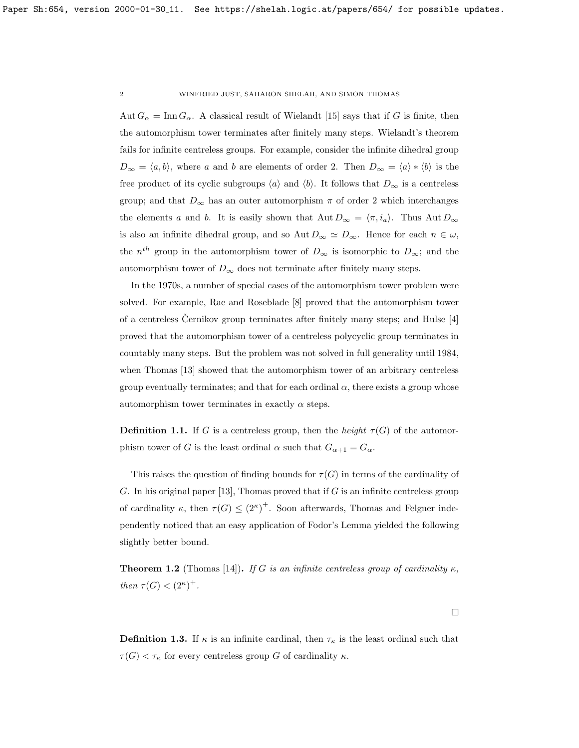$\operatorname{Aut} G_\alpha = \operatorname{Inn} G_\alpha$. A classical result of Wielandt [15] says that if $G$ is finite, then the automorphism tower terminates after finitely many steps. Wielandt's theorem fails for infinite centreless groups. For example, consider the infinite dihedral group $D_\infty = \langle a, b \rangle$, where $a$ and $b$ are elements of order 2. Then $D_\infty = \langle a \rangle * \langle b \rangle$ is the free product of its cyclic subgroups $\langle a \rangle$ and $\langle b \rangle$. It follows that $D_\infty$ is a centreless group; and that $D_\infty$ has an outer automorphism $\pi$ of order 2 which interchanges the elements $a$ and $b$. It is easily shown that $\operatorname{Aut} D_\infty = \langle \pi, i_a \rangle$. Thus $\operatorname{Aut} D_\infty$ is also an infinite dihedral group, and so $\operatorname{Aut} D_\infty \simeq D_\infty$. Hence for each $n \in \omega$, the $n^{th}$ group in the automorphism tower of $D_\infty$ is isomorphic to $D_\infty$; and the automorphism tower of $D_\infty$ does not terminate after finitely many steps.

In the 1970s, a number of special cases of the automorphism tower problem were solved. For example, Rae and Roseblade [8] proved that the automorphism tower of a centreless Černikov group terminates after finitely many steps; and Hulse [4] proved that the automorphism tower of a centreless polycyclic group terminates in countably many steps. But the problem was not solved in full generality until 1984, when Thomas [13] showed that the automorphism tower of an arbitrary centreless group eventually terminates; and that for each ordinal $\alpha$, there exists a group whose automorphism tower terminates in exactly $\alpha$ steps.

**Definition 1.1.** If $G$ is a centreless group, then the *height* $\tau(G)$ of the automorphism tower of $G$ is the least ordinal $\alpha$ such that $G_{\alpha+1} = G_\alpha$.

This raises the question of finding bounds for $\tau(G)$ in terms of the cardinality of $G$. In his original paper [13], Thomas proved that if $G$ is an infinite centreless group of cardinality $\kappa$, then $\tau(G) \leq (2^\kappa)^+$. Soon afterwards, Thomas and Felgner independently noticed that an easy application of Fodor's Lemma yielded the following slightly better bound.

**Theorem 1.2** (Thomas [14])**.** *If $G$ is an infinite centreless group of cardinality $\kappa$, then $\tau(G) < (2^\kappa)^+$.*

□

**Definition 1.3.** If $\kappa$ is an infinite cardinal, then $\tau_\kappa$ is the least ordinal such that $\tau(G) < \tau_\kappa$ for every centreless group $G$ of cardinality $\kappa$.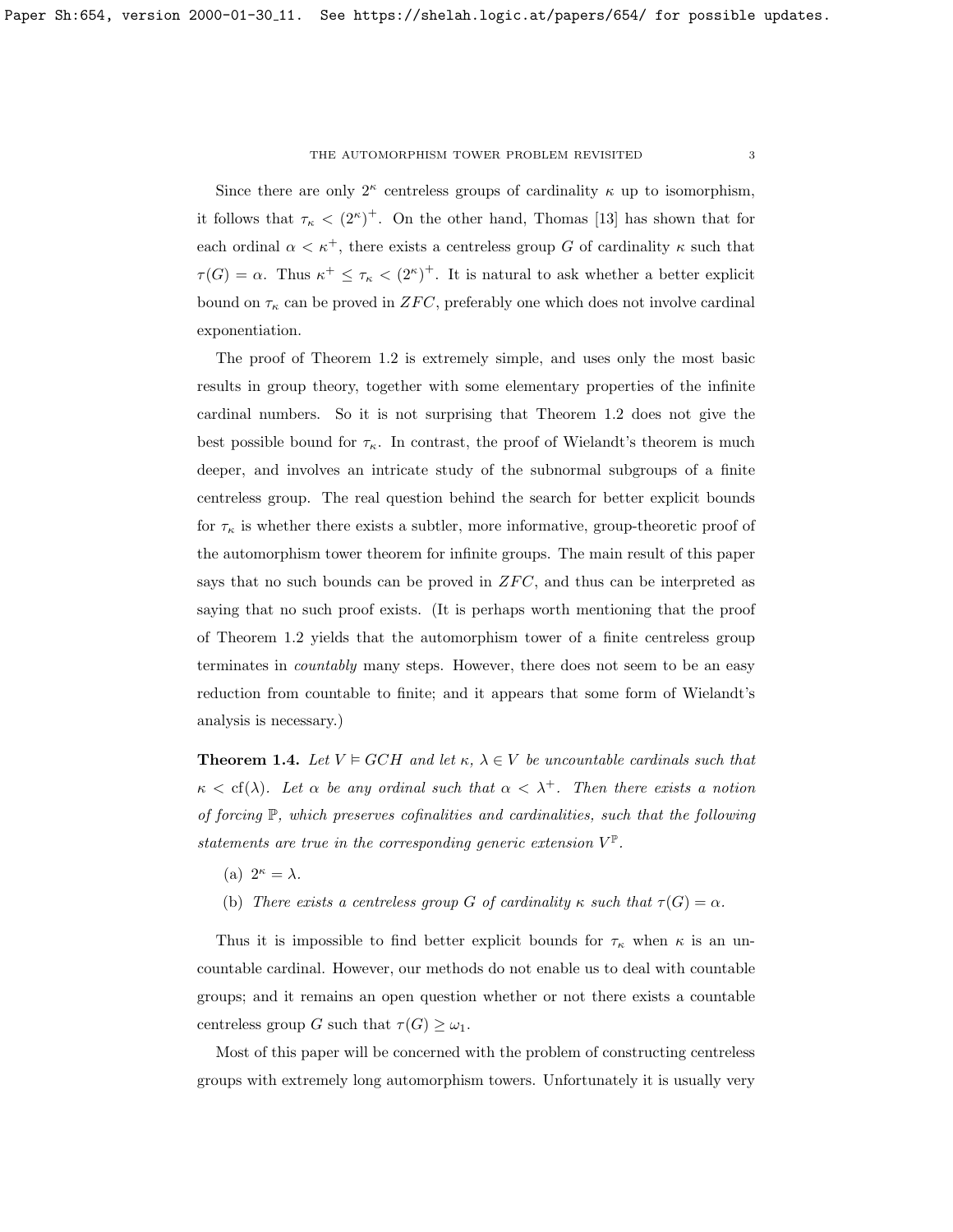Since there are only $2^\kappa$ centreless groups of cardinality $\kappa$ up to isomorphism, it follows that $\tau_\kappa < (2^\kappa)^+$. On the other hand, Thomas [13] has shown that for each ordinal $\alpha < \kappa^+$, there exists a centreless group $G$ of cardinality $\kappa$ such that $\tau(G) = \alpha$. Thus $\kappa^+ \leq \tau_\kappa < (2^\kappa)^+$. It is natural to ask whether a better explicit bound on $\tau_\kappa$ can be proved in $ZFC$, preferably one which does not involve cardinal exponentiation.

The proof of Theorem 1.2 is extremely simple, and uses only the most basic results in group theory, together with some elementary properties of the infinite cardinal numbers. So it is not surprising that Theorem 1.2 does not give the best possible bound for $\tau_\kappa$. In contrast, the proof of Wielandt's theorem is much deeper, and involves an intricate study of the subnormal subgroups of a finite centreless group. The real question behind the search for better explicit bounds for $\tau_\kappa$ is whether there exists a subtler, more informative, group-theoretic proof of the automorphism tower theorem for infinite groups. The main result of this paper says that no such bounds can be proved in $ZFC$, and thus can be interpreted as saying that no such proof exists. (It is perhaps worth mentioning that the proof of Theorem 1.2 yields that the automorphism tower of a finite centreless group terminates in *countably* many steps. However, there does not seem to be an easy reduction from countable to finite; and it appears that some form of Wielandt's analysis is necessary.)

**Theorem 1.4.** *Let $V \vDash GCH$ and let $\kappa$, $\lambda \in V$ be uncountable cardinals such that $\kappa < \mathrm{cf}(\lambda)$. Let $\alpha$ be any ordinal such that $\alpha < \lambda^+$. Then there exists a notion of forcing $\mathbb{P}$, which preserves cofinalities and cardinalities, such that the following statements are true in the corresponding generic extension $V^{\mathbb{P}}$.*

(a) $2^\kappa = \lambda$.

(b) *There exists a centreless group $G$ of cardinality $\kappa$ such that $\tau(G) = \alpha$.*

Thus it is impossible to find better explicit bounds for $\tau_\kappa$ when $\kappa$ is an uncountable cardinal. However, our methods do not enable us to deal with countable groups; and it remains an open question whether or not there exists a countable centreless group $G$ such that $\tau(G) \geq \omega_1$.

Most of this paper will be concerned with the problem of constructing centreless groups with extremely long automorphism towers. Unfortunately it is usually very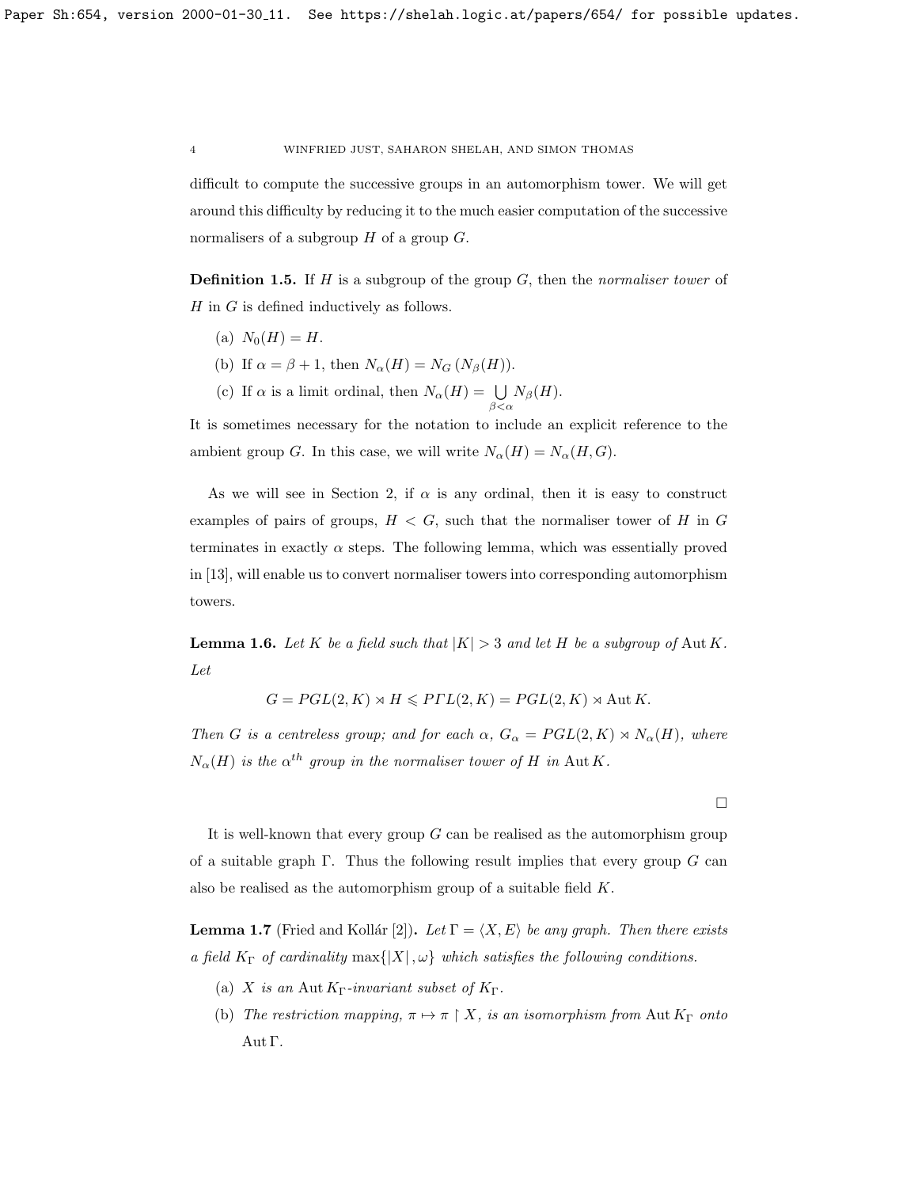difficult to compute the successive groups in an automorphism tower. We will get around this difficulty by reducing it to the much easier computation of the successive normalisers of a subgroup $H$ of a group $G$.

**Definition 1.5.** If $H$ is a subgroup of the group $G$, then the *normaliser tower* of $H$ in $G$ is defined inductively as follows.

(a) $N_0(H) = H$.

(b) If $\alpha = \beta + 1$, then $N_\alpha(H) = N_G(N_\beta(H))$.

(c) If $\alpha$ is a limit ordinal, then $N_\alpha(H) = \bigcup_{\beta<\alpha} N_\beta(H)$.

It is sometimes necessary for the notation to include an explicit reference to the ambient group $G$. In this case, we will write $N_\alpha(H) = N_\alpha(H, G)$.

As we will see in Section 2, if $\alpha$ is any ordinal, then it is easy to construct examples of pairs of groups, $H < G$, such that the normaliser tower of $H$ in $G$ terminates in exactly $\alpha$ steps. The following lemma, which was essentially proved in [13], will enable us to convert normaliser towers into corresponding automorphism towers.

**Lemma 1.6.** *Let $K$ be a field such that $|K| > 3$ and let $H$ be a subgroup of* $\operatorname{Aut} K$*. Let*

$$G = PGL(2, K) \rtimes H \leqslant P\Gamma L(2, K) = PGL(2, K) \rtimes \operatorname{Aut} K.$$

*Then $G$ is a centreless group; and for each $\alpha$, $G_\alpha = PGL(2, K) \rtimes N_\alpha(H)$, where $N_\alpha(H)$ is the $\alpha^{th}$ group in the normaliser tower of $H$ in* $\operatorname{Aut} K$*.*

□

It is well-known that every group $G$ can be realised as the automorphism group of a suitable graph $\Gamma$. Thus the following result implies that every group $G$ can also be realised as the automorphism group of a suitable field $K$.

**Lemma 1.7** (Fried and Kollár [2])**.** *Let $\Gamma = \langle X, E\rangle$ be any graph. Then there exists a field $K_\Gamma$ of cardinality $\max\{|X|, \omega\}$ which satisfies the following conditions.*

(a) *$X$ is an* $\operatorname{Aut} K_\Gamma$*-invariant subset of $K_\Gamma$.*

(b) *The restriction mapping, $\pi \mapsto \pi \restriction X$, is an isomorphism from* $\operatorname{Aut} K_\Gamma$ *onto* $\operatorname{Aut}\Gamma$*.*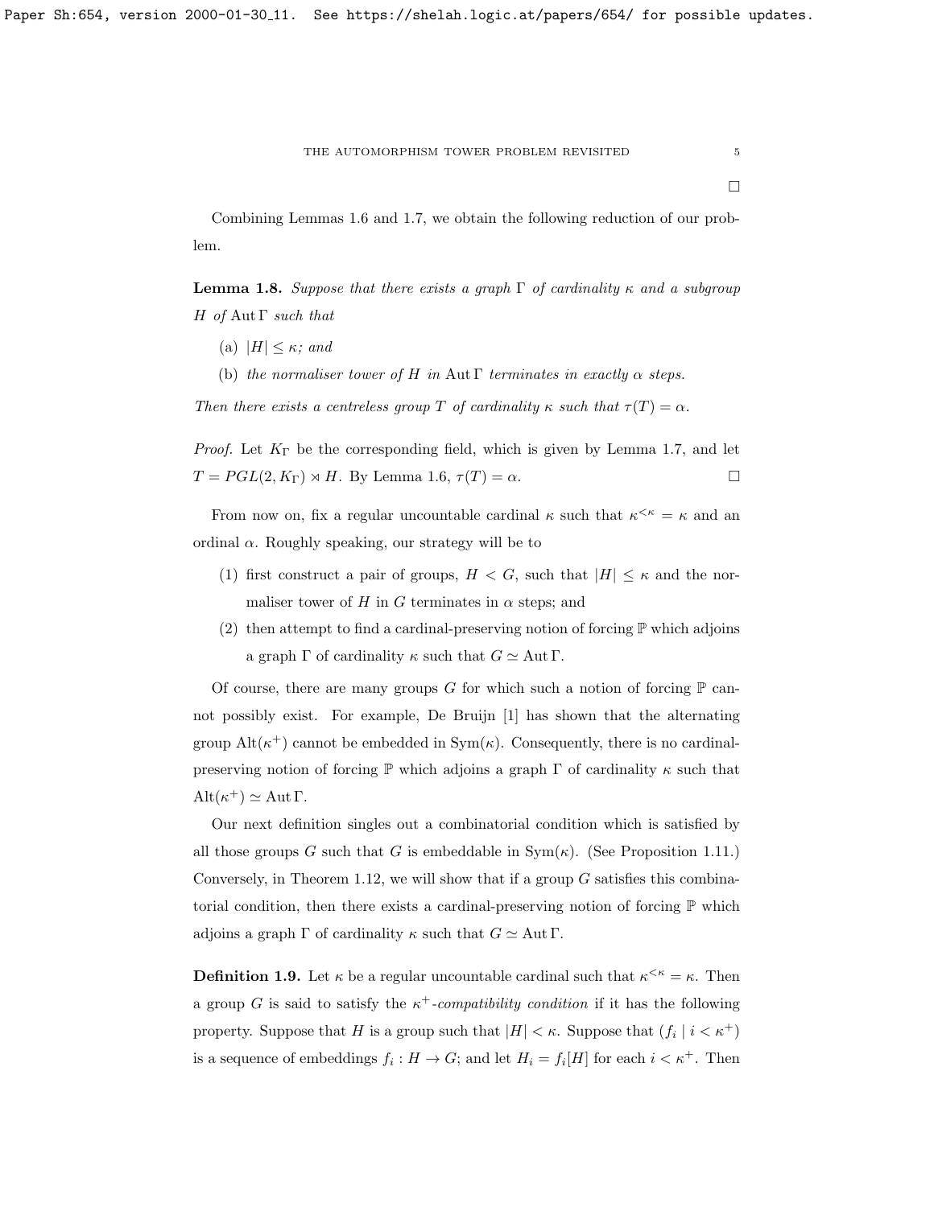□

Combining Lemmas 1.6 and 1.7, we obtain the following reduction of our problem.

**Lemma 1.8.** *Suppose that there exists a graph $\Gamma$ of cardinality $\kappa$ and a subgroup $H$ of $\operatorname{Aut}\Gamma$ such that*

(a) *$|H| \leq \kappa$; and*

(b) *the normaliser tower of $H$ in $\operatorname{Aut}\Gamma$ terminates in exactly $\alpha$ steps.*

*Then there exists a centreless group $T$ of cardinality $\kappa$ such that $\tau(T) = \alpha$.*

*Proof.* Let $K_\Gamma$ be the corresponding field, which is given by Lemma 1.7, and let $T = PGL(2, K_\Gamma) \rtimes H$. By Lemma 1.6, $\tau(T) = \alpha$. □

From now on, fix a regular uncountable cardinal $\kappa$ such that $\kappa^{<\kappa} = \kappa$ and an ordinal $\alpha$. Roughly speaking, our strategy will be to

1. first construct a pair of groups, $H < G$, such that $|H| \leq \kappa$ and the normaliser tower of $H$ in $G$ terminates in $\alpha$ steps; and
2. then attempt to find a cardinal-preserving notion of forcing $\mathbb{P}$ which adjoins a graph $\Gamma$ of cardinality $\kappa$ such that $G \simeq \operatorname{Aut}\Gamma$.

Of course, there are many groups $G$ for which such a notion of forcing $\mathbb{P}$ cannot possibly exist. For example, De Bruijn [1] has shown that the alternating group $\operatorname{Alt}(\kappa^+)$ cannot be embedded in $\operatorname{Sym}(\kappa)$. Consequently, there is no cardinal-preserving notion of forcing $\mathbb{P}$ which adjoins a graph $\Gamma$ of cardinality $\kappa$ such that $\operatorname{Alt}(\kappa^+) \simeq \operatorname{Aut}\Gamma$.

Our next definition singles out a combinatorial condition which is satisfied by all those groups $G$ such that $G$ is embeddable in $\operatorname{Sym}(\kappa)$. (See Proposition 1.11.) Conversely, in Theorem 1.12, we will show that if a group $G$ satisfies this combinatorial condition, then there exists a cardinal-preserving notion of forcing $\mathbb{P}$ which adjoins a graph $\Gamma$ of cardinality $\kappa$ such that $G \simeq \operatorname{Aut}\Gamma$.

**Definition 1.9.** Let $\kappa$ be a regular uncountable cardinal such that $\kappa^{<\kappa} = \kappa$. Then a group $G$ is said to satisfy the *$\kappa^+$-compatibility condition* if it has the following property. Suppose that $H$ is a group such that $|H| < \kappa$. Suppose that $(f_i \mid i < \kappa^+)$ is a sequence of embeddings $f_i : H \to G$; and let $H_i = f_i[H]$ for each $i < \kappa^+$. Then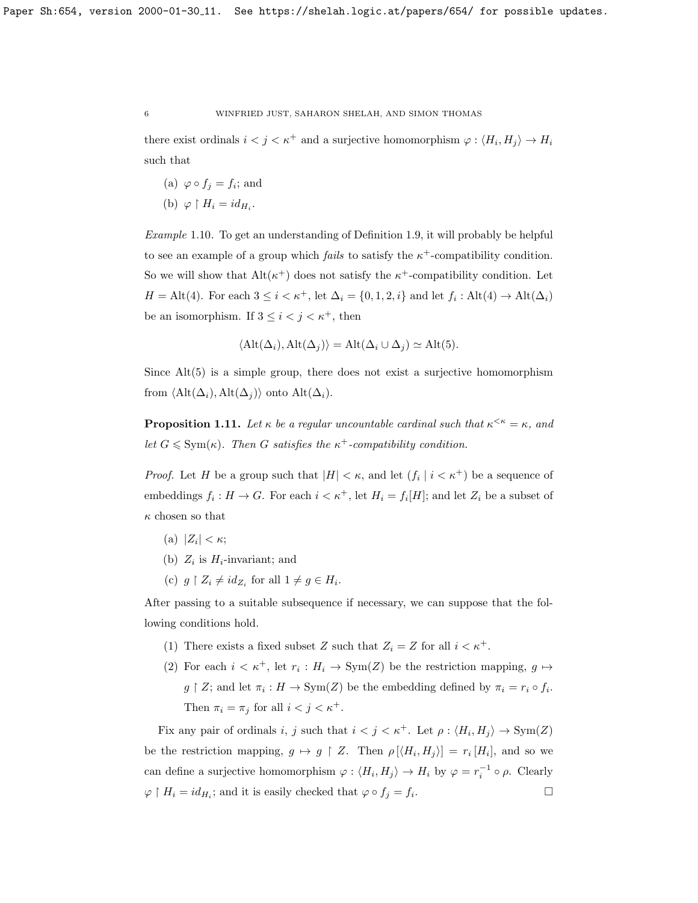there exist ordinals $i < j < \kappa^+$ and a surjective homomorphism $\varphi : \langle H_i, H_j\rangle \to H_i$ such that

(a) $\varphi \circ f_j = f_i$; and

(b) $\varphi \restriction H_i = id_{H_i}$.

*Example* 1.10. To get an understanding of Definition 1.9, it will probably be helpful to see an example of a group which *fails* to satisfy the $\kappa^+$-compatibility condition. So we will show that $\mathrm{Alt}(\kappa^+)$ does not satisfy the $\kappa^+$-compatibility condition. Let $H = \mathrm{Alt}(4)$. For each $3 \leq i < \kappa^+$, let $\Delta_i = \{0, 1, 2, i\}$ and let $f_i : \mathrm{Alt}(4) \to \mathrm{Alt}(\Delta_i)$ be an isomorphism. If $3 \leq i < j < \kappa^+$, then

$$\langle \mathrm{Alt}(\Delta_i), \mathrm{Alt}(\Delta_j)\rangle = \mathrm{Alt}(\Delta_i \cup \Delta_j) \simeq \mathrm{Alt}(5).$$

Since $\mathrm{Alt}(5)$ is a simple group, there does not exist a surjective homomorphism from $\langle \mathrm{Alt}(\Delta_i), \mathrm{Alt}(\Delta_j)\rangle$ onto $\mathrm{Alt}(\Delta_i)$.

**Proposition 1.11.** *Let $\kappa$ be a regular uncountable cardinal such that $\kappa^{<\kappa} = \kappa$, and let $G \leqslant \mathrm{Sym}(\kappa)$. Then $G$ satisfies the $\kappa^+$-compatibility condition.*

*Proof.* Let $H$ be a group such that $|H| < \kappa$, and let $(f_i \mid i < \kappa^+)$ be a sequence of embeddings $f_i : H \to G$. For each $i < \kappa^+$, let $H_i = f_i[H]$; and let $Z_i$ be a subset of $\kappa$ chosen so that

(a) $|Z_i| < \kappa$;

(b) $Z_i$ is $H_i$-invariant; and

(c) $g \restriction Z_i \neq id_{Z_i}$ for all $1 \neq g \in H_i$.

After passing to a suitable subsequence if necessary, we can suppose that the following conditions hold.

(1) There exists a fixed subset $Z$ such that $Z_i = Z$ for all $i < \kappa^+$.

(2) For each $i < \kappa^+$, let $r_i : H_i \to \mathrm{Sym}(Z)$ be the restriction mapping, $g \mapsto g \restriction Z$; and let $\pi_i : H \to \mathrm{Sym}(Z)$ be the embedding defined by $\pi_i = r_i \circ f_i$. Then $\pi_i = \pi_j$ for all $i < j < \kappa^+$.

Fix any pair of ordinals $i$, $j$ such that $i < j < \kappa^+$. Let $\rho : \langle H_i, H_j\rangle \to \mathrm{Sym}(Z)$ be the restriction mapping, $g \mapsto g \restriction Z$. Then $\rho[\langle H_i, H_j\rangle] = r_i[H_i]$, and so we can define a surjective homomorphism $\varphi : \langle H_i, H_j\rangle \to H_i$ by $\varphi = r_i^{-1} \circ \rho$. Clearly $\varphi \restriction H_i = id_{H_i}$; and it is easily checked that $\varphi \circ f_j = f_i$. $\square$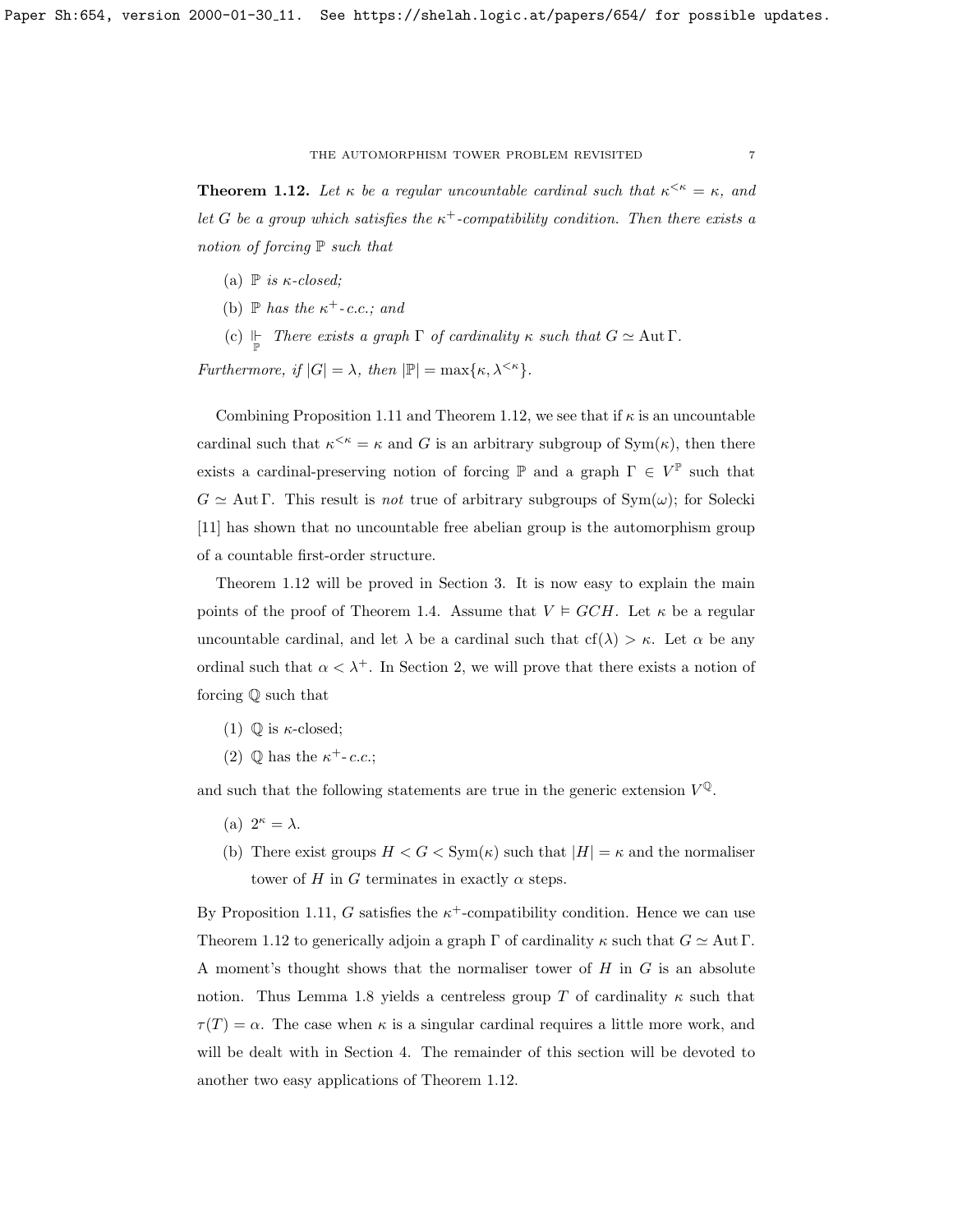**Theorem 1.12.** *Let $\kappa$ be a regular uncountable cardinal such that $\kappa^{<\kappa} = \kappa$, and let $G$ be a group which satisfies the $\kappa^+$-compatibility condition. Then there exists a notion of forcing $\mathbb{P}$ such that*

(a) *$\mathbb{P}$ is $\kappa$-closed;*

(b) *$\mathbb{P}$ has the $\kappa^+$-c.c.; and*

(c) $\Vdash_{\mathbb{P}}$ *There exists a graph $\Gamma$ of cardinality $\kappa$ such that $G \simeq \operatorname{Aut}\Gamma$.*

*Furthermore, if $|G| = \lambda$, then $|\mathbb{P}| = \max\{\kappa, \lambda^{<\kappa}\}$.*

Combining Proposition 1.11 and Theorem 1.12, we see that if $\kappa$ is an uncountable cardinal such that $\kappa^{<\kappa} = \kappa$ and $G$ is an arbitrary subgroup of $\operatorname{Sym}(\kappa)$, then there exists a cardinal-preserving notion of forcing $\mathbb{P}$ and a graph $\Gamma \in V^{\mathbb{P}}$ such that $G \simeq \operatorname{Aut}\Gamma$. This result is *not* true of arbitrary subgroups of $\operatorname{Sym}(\omega)$; for Solecki [11] has shown that no uncountable free abelian group is the automorphism group of a countable first-order structure.

Theorem 1.12 will be proved in Section 3. It is now easy to explain the main points of the proof of Theorem 1.4. Assume that $V \vDash GCH$. Let $\kappa$ be a regular uncountable cardinal, and let $\lambda$ be a cardinal such that $\operatorname{cf}(\lambda) > \kappa$. Let $\alpha$ be any ordinal such that $\alpha < \lambda^+$. In Section 2, we will prove that there exists a notion of forcing $\mathbb{Q}$ such that

(1) $\mathbb{Q}$ is $\kappa$-closed;

(2) $\mathbb{Q}$ has the $\kappa^+$-*c.c.*;

and such that the following statements are true in the generic extension $V^{\mathbb{Q}}$.

(a) $2^\kappa = \lambda$.

(b) There exist groups $H < G < \operatorname{Sym}(\kappa)$ such that $|H| = \kappa$ and the normaliser tower of $H$ in $G$ terminates in exactly $\alpha$ steps.

By Proposition 1.11, $G$ satisfies the $\kappa^+$-compatibility condition. Hence we can use Theorem 1.12 to generically adjoin a graph $\Gamma$ of cardinality $\kappa$ such that $G \simeq \operatorname{Aut}\Gamma$. A moment's thought shows that the normaliser tower of $H$ in $G$ is an absolute notion. Thus Lemma 1.8 yields a centreless group $T$ of cardinality $\kappa$ such that $\tau(T) = \alpha$. The case when $\kappa$ is a singular cardinal requires a little more work, and will be dealt with in Section 4. The remainder of this section will be devoted to another two easy applications of Theorem 1.12.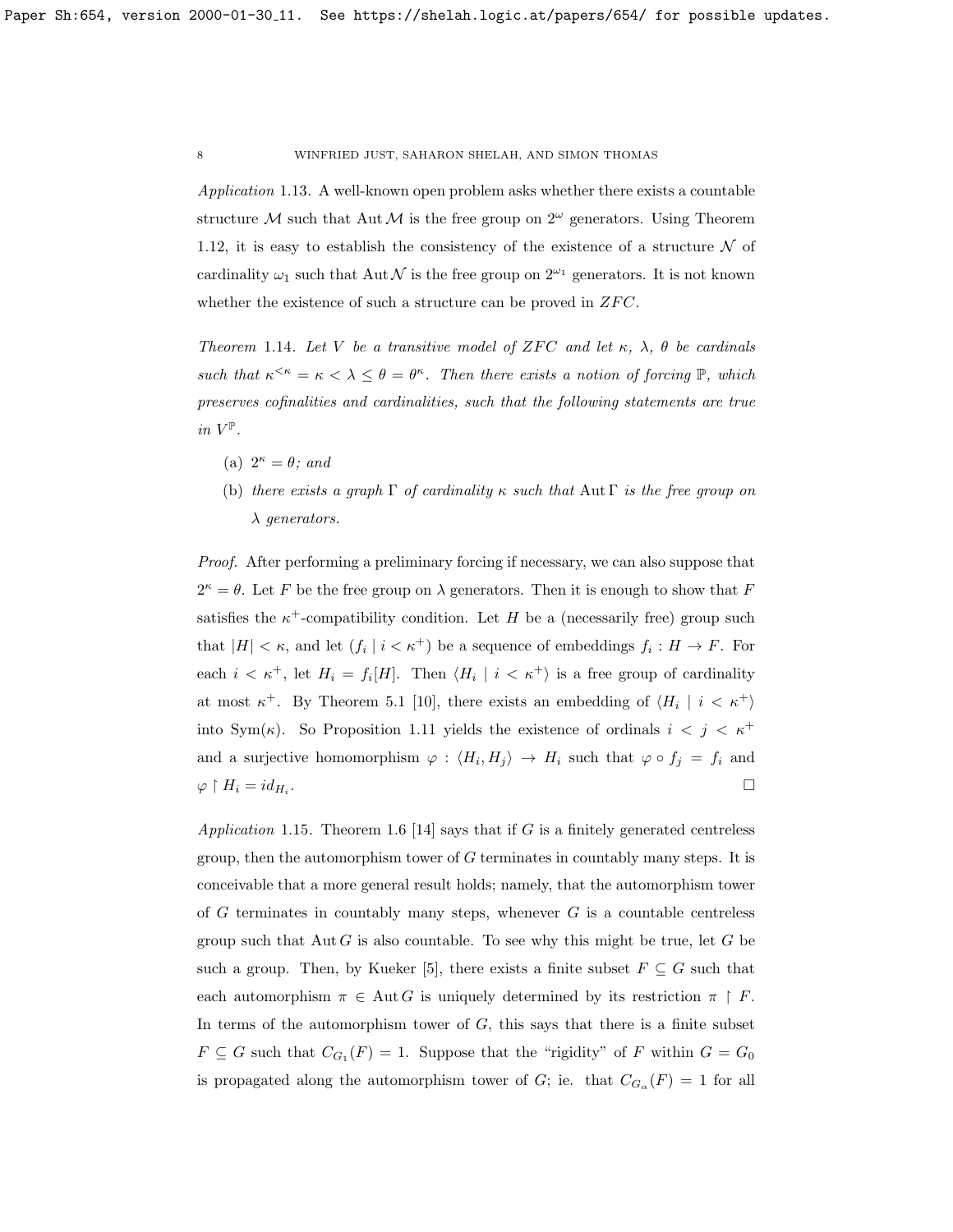*Application* 1.13. A well-known open problem asks whether there exists a countable structure $\mathcal{M}$ such that $\operatorname{Aut} \mathcal{M}$ is the free group on $2^\omega$ generators. Using Theorem 1.12, it is easy to establish the consistency of the existence of a structure $\mathcal{N}$ of cardinality $\omega_1$ such that $\operatorname{Aut} \mathcal{N}$ is the free group on $2^{\omega_1}$ generators. It is not known whether the existence of such a structure can be proved in $ZFC$.

*Theorem* 1.14. *Let $V$ be a transitive model of ZFC and let $\kappa$, $\lambda$, $\theta$ be cardinals such that $\kappa^{<\kappa} = \kappa < \lambda \leq \theta = \theta^\kappa$. Then there exists a notion of forcing $\mathbb{P}$, which preserves cofinalities and cardinalities, such that the following statements are true in $V^{\mathbb{P}}$.*

(a) *$2^\kappa = \theta$; and*

(b) *there exists a graph $\Gamma$ of cardinality $\kappa$ such that $\operatorname{Aut} \Gamma$ is the free group on $\lambda$ generators.*

*Proof.* After performing a preliminary forcing if necessary, we can also suppose that $2^\kappa = \theta$. Let $F$ be the free group on $\lambda$ generators. Then it is enough to show that $F$ satisfies the $\kappa^+$-compatibility condition. Let $H$ be a (necessarily free) group such that $|H| < \kappa$, and let $(f_i \mid i < \kappa^+)$ be a sequence of embeddings $f_i : H \to F$. For each $i < \kappa^+$, let $H_i = f_i[H]$. Then $\langle H_i \mid i < \kappa^+ \rangle$ is a free group of cardinality at most $\kappa^+$. By Theorem 5.1 [10], there exists an embedding of $\langle H_i \mid i < \kappa^+ \rangle$ into $\operatorname{Sym}(\kappa)$. So Proposition 1.11 yields the existence of ordinals $i < j < \kappa^+$ and a surjective homomorphism $\varphi : \langle H_i, H_j \rangle \to H_i$ such that $\varphi \circ f_j = f_i$ and $\varphi \restriction H_i = id_{H_i}$. $\square$

*Application* 1.15. Theorem 1.6 [14] says that if $G$ is a finitely generated centreless group, then the automorphism tower of $G$ terminates in countably many steps. It is conceivable that a more general result holds; namely, that the automorphism tower of $G$ terminates in countably many steps, whenever $G$ is a countable centreless group such that $\operatorname{Aut} G$ is also countable. To see why this might be true, let $G$ be such a group. Then, by Kueker [5], there exists a finite subset $F \subseteq G$ such that each automorphism $\pi \in \operatorname{Aut} G$ is uniquely determined by its restriction $\pi \restriction F$. In terms of the automorphism tower of $G$, this says that there is a finite subset $F \subseteq G$ such that $C_{G_1}(F) = 1$. Suppose that the "rigidity" of $F$ within $G = G_0$ is propagated along the automorphism tower of $G$; ie. that $C_{G_\alpha}(F) = 1$ for all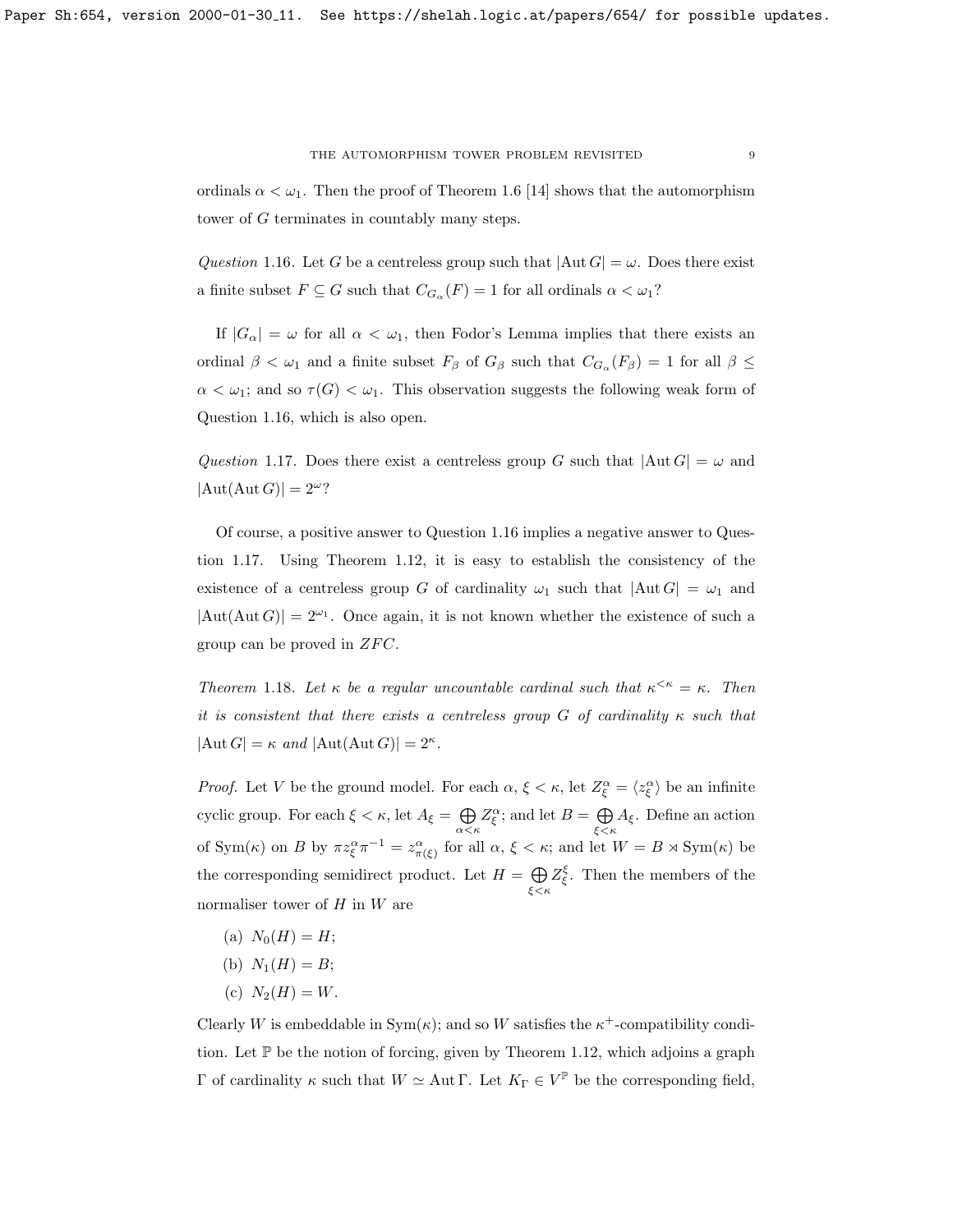ordinals $\alpha < \omega_1$. Then the proof of Theorem 1.6 [14] shows that the automorphism tower of $G$ terminates in countably many steps.

*Question* 1.16. Let $G$ be a centreless group such that $|\operatorname{Aut} G| = \omega$. Does there exist a finite subset $F \subseteq G$ such that $C_{G_\alpha}(F) = 1$ for all ordinals $\alpha < \omega_1$?

If $|G_\alpha| = \omega$ for all $\alpha < \omega_1$, then Fodor's Lemma implies that there exists an ordinal $\beta < \omega_1$ and a finite subset $F_\beta$ of $G_\beta$ such that $C_{G_\alpha}(F_\beta) = 1$ for all $\beta \leq \alpha < \omega_1$; and so $\tau(G) < \omega_1$. This observation suggests the following weak form of Question 1.16, which is also open.

*Question* 1.17. Does there exist a centreless group $G$ such that $|\operatorname{Aut} G| = \omega$ and $|\operatorname{Aut}(\operatorname{Aut} G)| = 2^\omega$?

Of course, a positive answer to Question 1.16 implies a negative answer to Question 1.17. Using Theorem 1.12, it is easy to establish the consistency of the existence of a centreless group $G$ of cardinality $\omega_1$ such that $|\operatorname{Aut} G| = \omega_1$ and $|\operatorname{Aut}(\operatorname{Aut} G)| = 2^{\omega_1}$. Once again, it is not known whether the existence of such a group can be proved in $ZFC$.

*Theorem* 1.18. *Let $\kappa$ be a regular uncountable cardinal such that $\kappa^{<\kappa} = \kappa$. Then it is consistent that there exists a centreless group $G$ of cardinality $\kappa$ such that $|\operatorname{Aut} G| = \kappa$ and $|\operatorname{Aut}(\operatorname{Aut} G)| = 2^\kappa$.*

*Proof.* Let $V$ be the ground model. For each $\alpha, \xi < \kappa$, let $Z^\alpha_\xi = \langle z^\alpha_\xi \rangle$ be an infinite cyclic group. For each $\xi < \kappa$, let $A_\xi = \bigoplus_{\alpha<\kappa} Z^\alpha_\xi$; and let $B = \bigoplus_{\xi<\kappa} A_\xi$. Define an action of $\operatorname{Sym}(\kappa)$ on $B$ by $\pi z^\alpha_\xi \pi^{-1} = z^\alpha_{\pi(\xi)}$ for all $\alpha, \xi < \kappa$; and let $W = B \rtimes \operatorname{Sym}(\kappa)$ be the corresponding semidirect product. Let $H = \bigoplus_{\xi<\kappa} Z^\xi_\xi$. Then the members of the normaliser tower of $H$ in $W$ are

(a) $N_0(H) = H$;

(b) $N_1(H) = B$;

(c) $N_2(H) = W$.

Clearly $W$ is embeddable in $\operatorname{Sym}(\kappa)$; and so $W$ satisfies the $\kappa^+$-compatibility condition. Let $\mathbb{P}$ be the notion of forcing, given by Theorem 1.12, which adjoins a graph $\Gamma$ of cardinality $\kappa$ such that $W \simeq \operatorname{Aut}\Gamma$. Let $K_\Gamma \in V^{\mathbb{P}}$ be the corresponding field,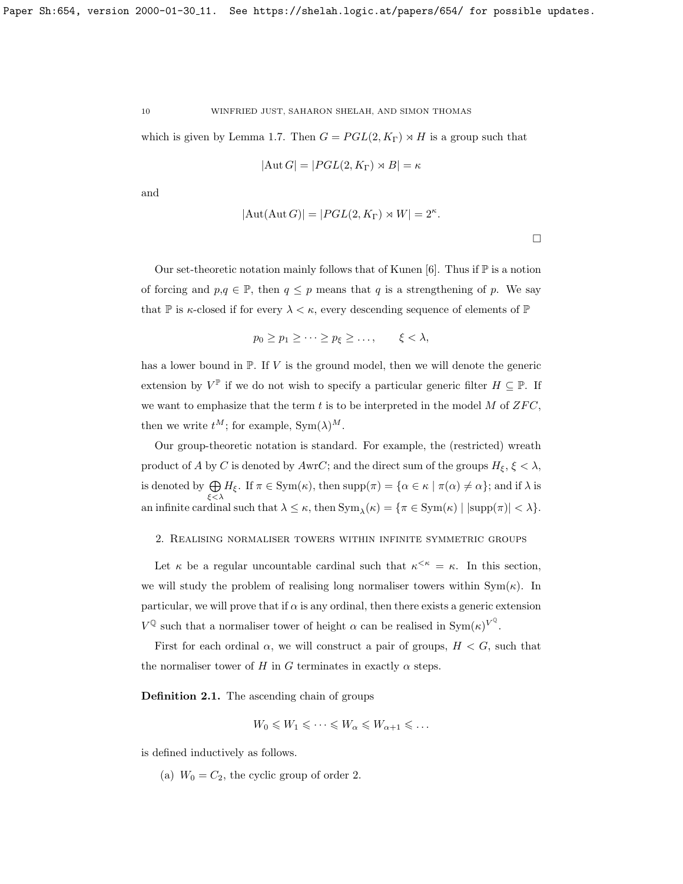which is given by Lemma 1.7. Then $G = PGL(2, K_\Gamma) \rtimes H$ is a group such that

$$|\operatorname{Aut} G| = |PGL(2, K_\Gamma) \rtimes B| = \kappa$$

and

$$|\operatorname{Aut}(\operatorname{Aut} G)| = |PGL(2, K_\Gamma) \rtimes W| = 2^\kappa.$$

$\square$

Our set-theoretic notation mainly follows that of Kunen [6]. Thus if $\mathbb{P}$ is a notion of forcing and $p,q \in \mathbb{P}$, then $q \leq p$ means that $q$ is a strengthening of $p$. We say that $\mathbb{P}$ is $\kappa$-closed if for every $\lambda < \kappa$, every descending sequence of elements of $\mathbb{P}$

$$p_0 \geq p_1 \geq \cdots \geq p_\xi \geq \ldots, \qquad \xi < \lambda,$$

has a lower bound in $\mathbb{P}$. If $V$ is the ground model, then we will denote the generic extension by $V^{\mathbb{P}}$ if we do not wish to specify a particular generic filter $H \subseteq \mathbb{P}$. If we want to emphasize that the term $t$ is to be interpreted in the model $M$ of $ZFC$, then we write $t^M$; for example, $\operatorname{Sym}(\lambda)^M$.

Our group-theoretic notation is standard. For example, the (restricted) wreath product of $A$ by $C$ is denoted by $A \mathrm{wr} C$; and the direct sum of the groups $H_\xi$, $\xi < \lambda$, is denoted by $\bigoplus_{\xi<\lambda} H_\xi$. If $\pi \in \operatorname{Sym}(\kappa)$, then $\operatorname{supp}(\pi) = \{\alpha \in \kappa \mid \pi(\alpha) \neq \alpha\}$; and if $\lambda$ is an infinite cardinal such that $\lambda \leq \kappa$, then $\operatorname{Sym}_\lambda(\kappa) = \{\pi \in \operatorname{Sym}(\kappa) \mid |\operatorname{supp}(\pi)| < \lambda\}$.

## 2. Realising normaliser towers within infinite symmetric groups

Let $\kappa$ be a regular uncountable cardinal such that $\kappa^{<\kappa} = \kappa$. In this section, we will study the problem of realising long normaliser towers within $\operatorname{Sym}(\kappa)$. In particular, we will prove that if $\alpha$ is any ordinal, then there exists a generic extension $V^{\mathbb{Q}}$ such that a normaliser tower of height $\alpha$ can be realised in $\operatorname{Sym}(\kappa)^{V^{\mathbb{Q}}}$.

First for each ordinal $\alpha$, we will construct a pair of groups, $H < G$, such that the normaliser tower of $H$ in $G$ terminates in exactly $\alpha$ steps.

**Definition 2.1.** The ascending chain of groups

$$W_0 \leqslant W_1 \leqslant \cdots \leqslant W_\alpha \leqslant W_{\alpha+1} \leqslant \ldots$$

is defined inductively as follows.

(a) $W_0 = C_2$, the cyclic group of order 2.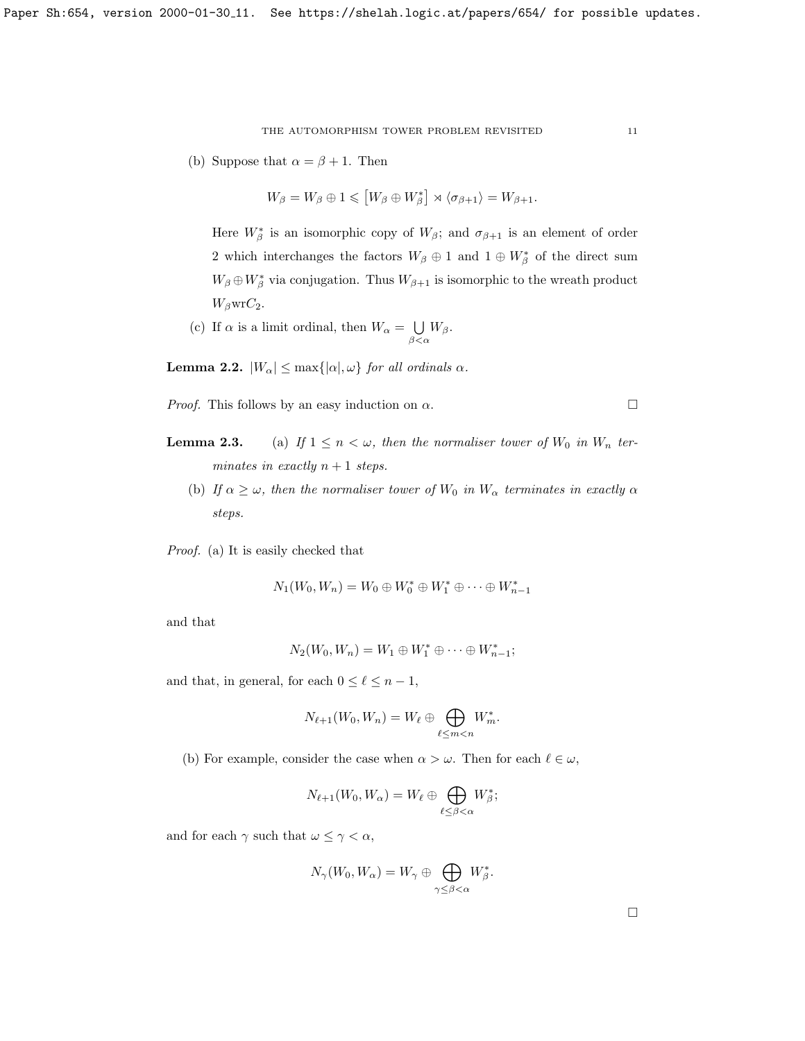(b) Suppose that $\alpha = \beta + 1$. Then

$$W_\beta = W_\beta \oplus 1 \leqslant \left[W_\beta \oplus W_\beta^*\right] \rtimes \langle \sigma_{\beta+1} \rangle = W_{\beta+1}.$$

Here $W_\beta^*$ is an isomorphic copy of $W_\beta$; and $\sigma_{\beta+1}$ is an element of order 2 which interchanges the factors $W_\beta \oplus 1$ and $1 \oplus W_\beta^*$ of the direct sum $W_\beta \oplus W_\beta^*$ via conjugation. Thus $W_{\beta+1}$ is isomorphic to the wreath product $W_\beta \mathrm{wr} C_2$.

(c) If $\alpha$ is a limit ordinal, then $W_\alpha = \bigcup_{\beta<\alpha} W_\beta$.

**Lemma 2.2.** *$|W_\alpha| \leq \max\{|\alpha|, \omega\}$ for all ordinals $\alpha$.*

*Proof.* This follows by an easy induction on $\alpha$. □

**Lemma 2.3.** (a) *If $1 \leq n < \omega$, then the normaliser tower of $W_0$ in $W_n$ terminates in exactly $n+1$ steps.*

(b) *If $\alpha \geq \omega$, then the normaliser tower of $W_0$ in $W_\alpha$ terminates in exactly $\alpha$ steps.*

*Proof.* (a) It is easily checked that

$$N_1(W_0, W_n) = W_0 \oplus W_0^* \oplus W_1^* \oplus \cdots \oplus W_{n-1}^*$$

and that

$$N_2(W_0, W_n) = W_1 \oplus W_1^* \oplus \cdots \oplus W_{n-1}^*;$$

and that, in general, for each $0 \leq \ell \leq n-1$,

$$N_{\ell+1}(W_0, W_n) = W_\ell \oplus \bigoplus_{\ell \leq m < n} W_m^*.$$

(b) For example, consider the case when $\alpha > \omega$. Then for each $\ell \in \omega$,

$$N_{\ell+1}(W_0, W_\alpha) = W_\ell \oplus \bigoplus_{\ell \leq \beta < \alpha} W_\beta^*;$$

and for each $\gamma$ such that $\omega \leq \gamma < \alpha$,

$$N_\gamma(W_0, W_\alpha) = W_\gamma \oplus \bigoplus_{\gamma \leq \beta < \alpha} W_\beta^*.$$

□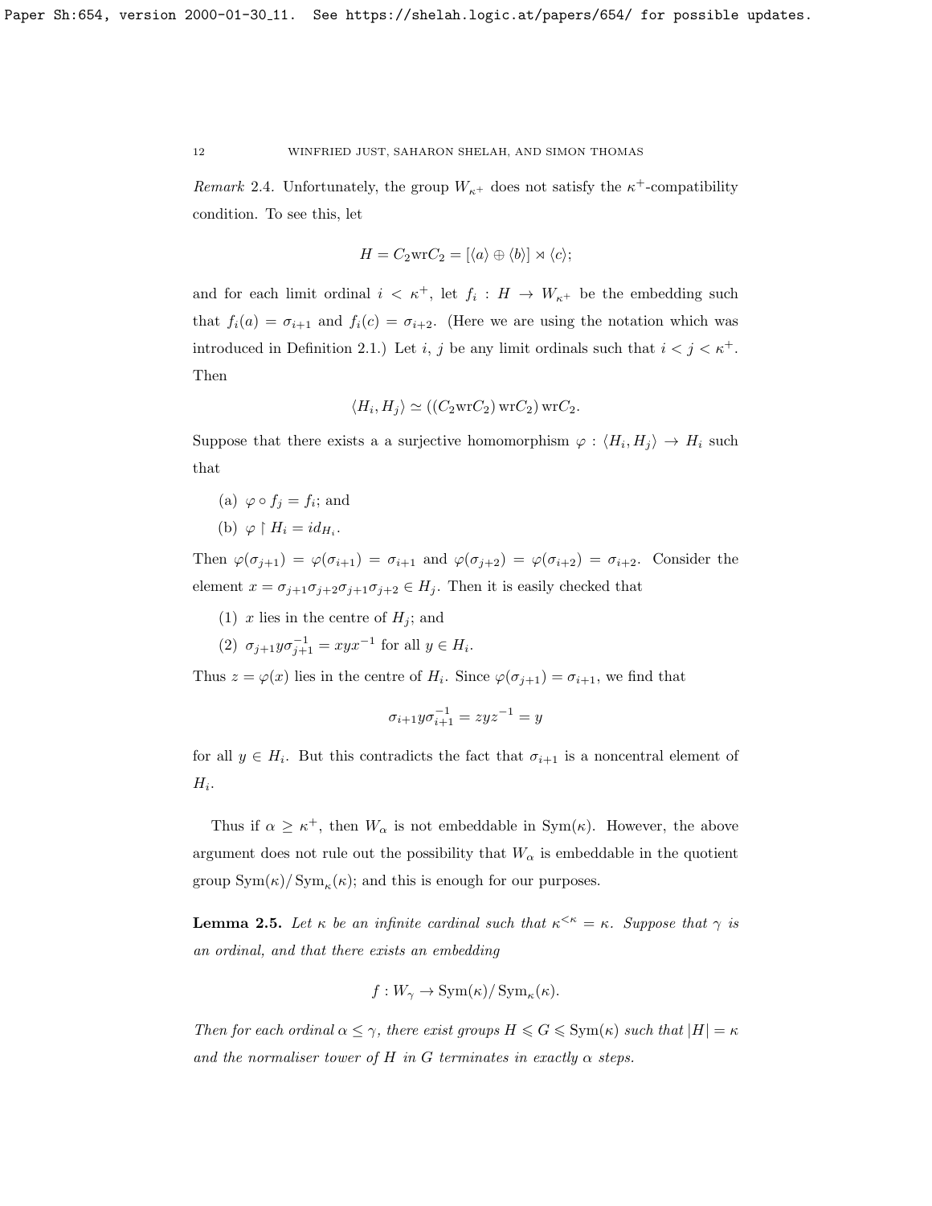*Remark* 2.4. Unfortunately, the group $W_{\kappa^+}$ does not satisfy the $\kappa^+$-compatibility condition. To see this, let

$$H = C_2 \mathrm{wr} C_2 = [\langle a \rangle \oplus \langle b \rangle] \rtimes \langle c \rangle;$$

and for each limit ordinal $i < \kappa^+$, let $f_i : H \to W_{\kappa^+}$ be the embedding such that $f_i(a) = \sigma_{i+1}$ and $f_i(c) = \sigma_{i+2}$. (Here we are using the notation which was introduced in Definition 2.1.) Let $i$, $j$ be any limit ordinals such that $i < j < \kappa^+$. Then

$$\langle H_i, H_j \rangle \simeq ((C_2 \mathrm{wr} C_2) \mathrm{wr} C_2) \mathrm{wr} C_2.$$

Suppose that there exists a a surjective homomorphism $\varphi : \langle H_i, H_j \rangle \to H_i$ such that

(a) $\varphi \circ f_j = f_i$; and

(b) $\varphi \upharpoonright H_i = id_{H_i}$.

Then $\varphi(\sigma_{j+1}) = \varphi(\sigma_{i+1}) = \sigma_{i+1}$ and $\varphi(\sigma_{j+2}) = \varphi(\sigma_{i+2}) = \sigma_{i+2}$. Consider the element $x = \sigma_{j+1}\sigma_{j+2}\sigma_{j+1}\sigma_{j+2} \in H_j$. Then it is easily checked that

(1) $x$ lies in the centre of $H_j$; and

(2) $\sigma_{j+1} y \sigma_{j+1}^{-1} = xyx^{-1}$ for all $y \in H_i$.

Thus $z = \varphi(x)$ lies in the centre of $H_i$. Since $\varphi(\sigma_{j+1}) = \sigma_{i+1}$, we find that

$$\sigma_{i+1} y \sigma_{i+1}^{-1} = zyz^{-1} = y$$

for all $y \in H_i$. But this contradicts the fact that $\sigma_{i+1}$ is a noncentral element of $H_i$.

Thus if $\alpha \geq \kappa^+$, then $W_\alpha$ is not embeddable in $\mathrm{Sym}(\kappa)$. However, the above argument does not rule out the possibility that $W_\alpha$ is embeddable in the quotient group $\mathrm{Sym}(\kappa)/\mathrm{Sym}_\kappa(\kappa)$; and this is enough for our purposes.

**Lemma 2.5.** *Let $\kappa$ be an infinite cardinal such that $\kappa^{<\kappa} = \kappa$. Suppose that $\gamma$ is an ordinal, and that there exists an embedding*

$$f : W_\gamma \to \mathrm{Sym}(\kappa)/\mathrm{Sym}_\kappa(\kappa).$$

*Then for each ordinal $\alpha \leq \gamma$, there exist groups $H \leqslant G \leqslant \mathrm{Sym}(\kappa)$ such that $|H| = \kappa$ and the normaliser tower of $H$ in $G$ terminates in exactly $\alpha$ steps.*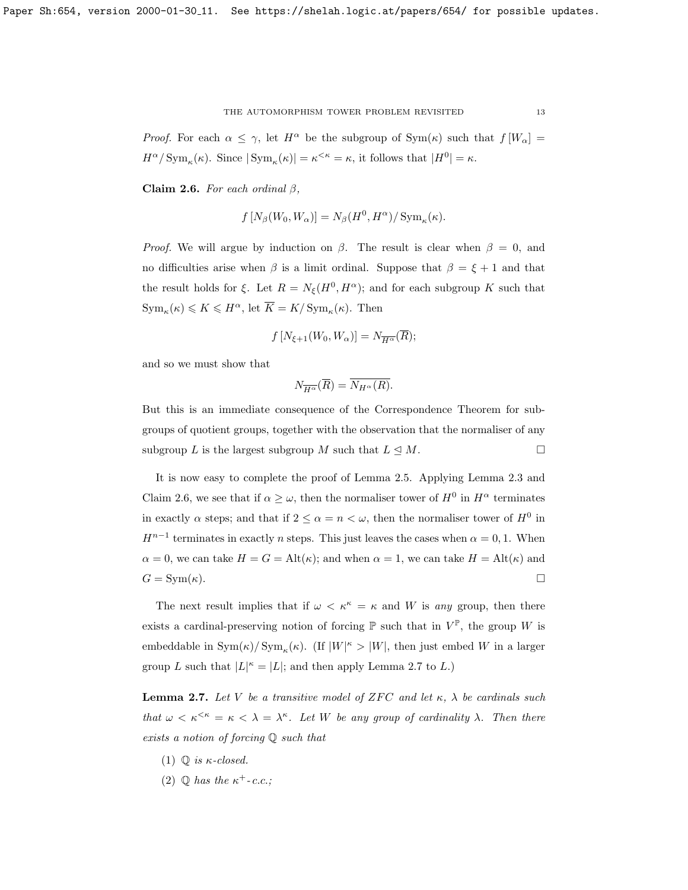*Proof.* For each $\alpha \leq \gamma$, let $H^\alpha$ be the subgroup of $\mathrm{Sym}(\kappa)$ such that $f[W_\alpha] = H^\alpha / \mathrm{Sym}_\kappa(\kappa)$. Since $|\mathrm{Sym}_\kappa(\kappa)| = \kappa^{<\kappa} = \kappa$, it follows that $|H^0| = \kappa$.

**Claim 2.6.** *For each ordinal $\beta$,*

$$f[N_\beta(W_0, W_\alpha)] = N_\beta(H^0, H^\alpha)/\mathrm{Sym}_\kappa(\kappa).$$

*Proof.* We will argue by induction on $\beta$. The result is clear when $\beta = 0$, and no difficulties arise when $\beta$ is a limit ordinal. Suppose that $\beta = \xi + 1$ and that the result holds for $\xi$. Let $R = N_\xi(H^0, H^\alpha)$; and for each subgroup $K$ such that $\mathrm{Sym}_\kappa(\kappa) \leqslant K \leqslant H^\alpha$, let $\overline{K} = K/\mathrm{Sym}_\kappa(\kappa)$. Then

$$f[N_{\xi+1}(W_0, W_\alpha)] = N_{\overline{H^\alpha}}(\overline{R});$$

and so we must show that

$$N_{\overline{H^\alpha}}(\overline{R}) = \overline{N_{H^\alpha}(R)}.$$

But this is an immediate consequence of the Correspondence Theorem for subgroups of quotient groups, together with the observation that the normaliser of any subgroup $L$ is the largest subgroup $M$ such that $L \trianglelefteq M$. $\square$

It is now easy to complete the proof of Lemma 2.5. Applying Lemma 2.3 and Claim 2.6, we see that if $\alpha \geq \omega$, then the normaliser tower of $H^0$ in $H^\alpha$ terminates in exactly $\alpha$ steps; and that if $2 \leq \alpha = n < \omega$, then the normaliser tower of $H^0$ in $H^{n-1}$ terminates in exactly $n$ steps. This just leaves the cases when $\alpha = 0, 1$. When $\alpha = 0$, we can take $H = G = \mathrm{Alt}(\kappa)$; and when $\alpha = 1$, we can take $H = \mathrm{Alt}(\kappa)$ and $G = \mathrm{Sym}(\kappa)$. $\square$

The next result implies that if $\omega < \kappa^\kappa = \kappa$ and $W$ is *any* group, then there exists a cardinal-preserving notion of forcing $\mathbb{P}$ such that in $V^{\mathbb{P}}$, the group $W$ is embeddable in $\mathrm{Sym}(\kappa)/\mathrm{Sym}_\kappa(\kappa)$. (If $|W|^\kappa > |W|$, then just embed $W$ in a larger group $L$ such that $|L|^\kappa = |L|$; and then apply Lemma 2.7 to $L$.)

**Lemma 2.7.** *Let $V$ be a transitive model of ZFC and let $\kappa$, $\lambda$ be cardinals such that $\omega < \kappa^{<\kappa} = \kappa < \lambda = \lambda^\kappa$. Let $W$ be any group of cardinality $\lambda$. Then there exists a notion of forcing $\mathbb{Q}$ such that*

(1) *$\mathbb{Q}$ is $\kappa$-closed.*

(2) *$\mathbb{Q}$ has the $\kappa^+$-c.c.;*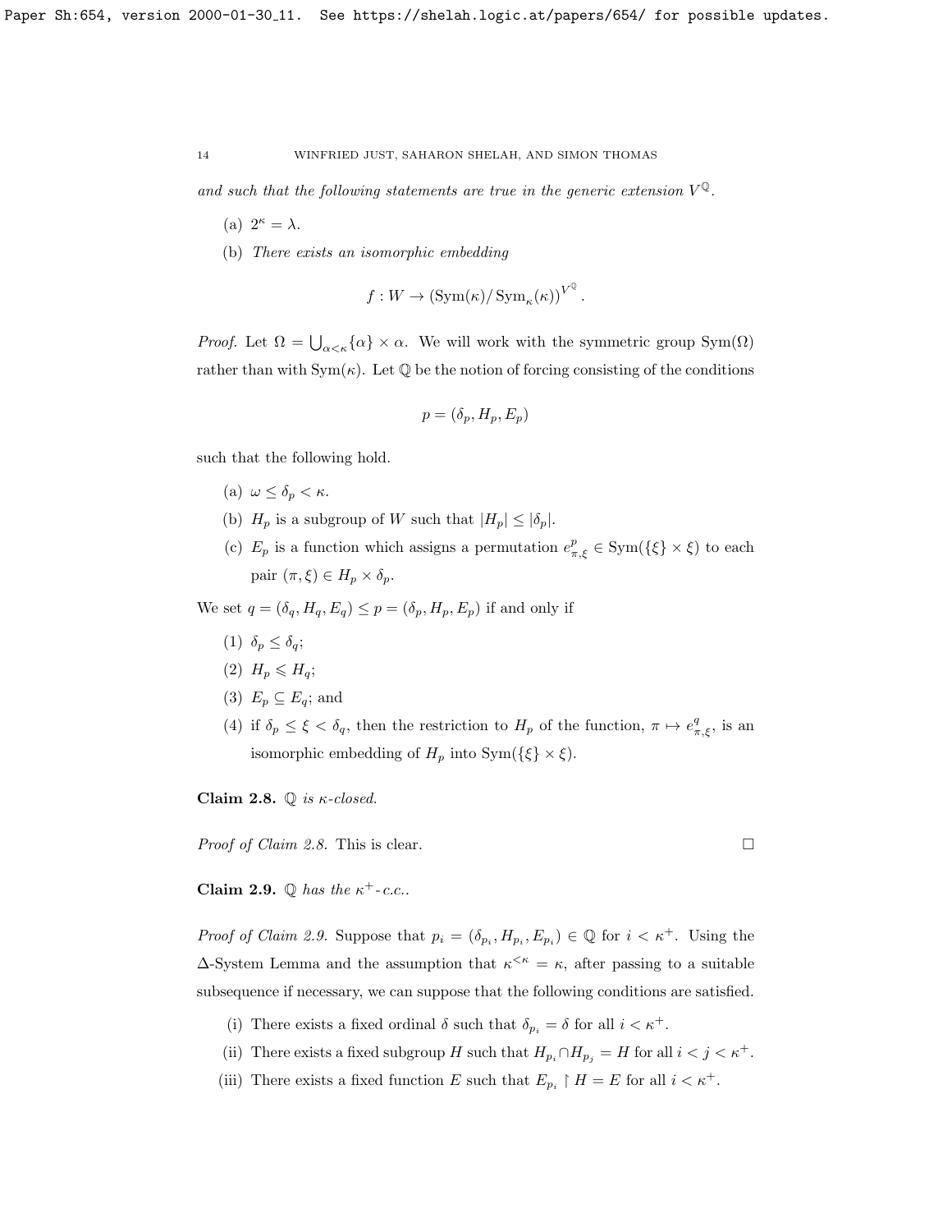*and such that the following statements are true in the generic extension $V^{\mathbb{Q}}$.*

(a) $2^\kappa = \lambda$.

(b) *There exists an isomorphic embedding*

$$f : W \to \left(\operatorname{Sym}(\kappa)/\operatorname{Sym}_\kappa(\kappa)\right)^{V^{\mathbb{Q}}}.$$

*Proof.* Let $\Omega = \bigcup_{\alpha<\kappa}\{\alpha\} \times \alpha$. We will work with the symmetric group $\operatorname{Sym}(\Omega)$ rather than with $\operatorname{Sym}(\kappa)$. Let $\mathbb{Q}$ be the notion of forcing consisting of the conditions

$$p = (\delta_p, H_p, E_p)$$

such that the following hold.

(a) $\omega \leq \delta_p < \kappa$.

(b) $H_p$ is a subgroup of $W$ such that $|H_p| \leq |\delta_p|$.

(c) $E_p$ is a function which assigns a permutation $e^p_{\pi,\xi} \in \operatorname{Sym}(\{\xi\} \times \xi)$ to each pair $(\pi, \xi) \in H_p \times \delta_p$.

We set $q = (\delta_q, H_q, E_q) \leq p = (\delta_p, H_p, E_p)$ if and only if

(1) $\delta_p \leq \delta_q$;

(2) $H_p \leqslant H_q$;

(3) $E_p \subseteq E_q$; and

(4) if $\delta_p \leq \xi < \delta_q$, then the restriction to $H_p$ of the function, $\pi \mapsto e^q_{\pi,\xi}$, is an isomorphic embedding of $H_p$ into $\operatorname{Sym}(\{\xi\} \times \xi)$.

**Claim 2.8.** *$\mathbb{Q}$ is $\kappa$-closed.*

*Proof of Claim 2.8.* This is clear. $\square$

**Claim 2.9.** *$\mathbb{Q}$ has the $\kappa^+$-c.c..*

*Proof of Claim 2.9.* Suppose that $p_i = (\delta_{p_i}, H_{p_i}, E_{p_i}) \in \mathbb{Q}$ for $i < \kappa^+$. Using the $\Delta$-System Lemma and the assumption that $\kappa^{<\kappa} = \kappa$, after passing to a suitable subsequence if necessary, we can suppose that the following conditions are satisfied.

(i) There exists a fixed ordinal $\delta$ such that $\delta_{p_i} = \delta$ for all $i < \kappa^+$.

(ii) There exists a fixed subgroup $H$ such that $H_{p_i} \cap H_{p_j} = H$ for all $i < j < \kappa^+$.

(iii) There exists a fixed function $E$ such that $E_{p_i} \restriction H = E$ for all $i < \kappa^+$.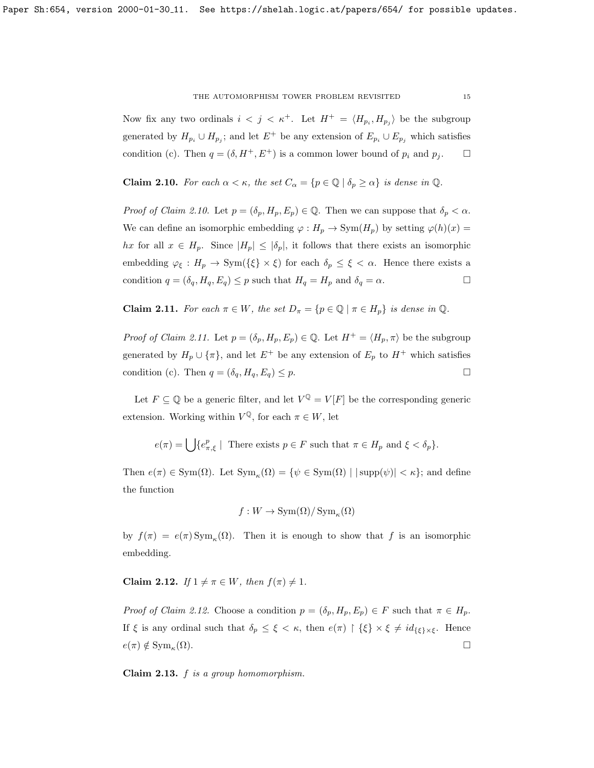Now fix any two ordinals $i < j < \kappa^+$. Let $H^+ = \langle H_{p_i}, H_{p_j} \rangle$ be the subgroup generated by $H_{p_i} \cup H_{p_j}$; and let $E^+$ be any extension of $E_{p_i} \cup E_{p_j}$ which satisfies condition (c). Then $q = (\delta, H^+, E^+)$ is a common lower bound of $p_i$ and $p_j$. $\square$

**Claim 2.10.** *For each $\alpha < \kappa$, the set $C_\alpha = \{p \in \mathbb{Q} \mid \delta_p \geq \alpha\}$ is dense in $\mathbb{Q}$.*

*Proof of Claim 2.10.* Let $p = (\delta_p, H_p, E_p) \in \mathbb{Q}$. Then we can suppose that $\delta_p < \alpha$. We can define an isomorphic embedding $\varphi : H_p \to \operatorname{Sym}(H_p)$ by setting $\varphi(h)(x) = hx$ for all $x \in H_p$. Since $|H_p| \leq |\delta_p|$, it follows that there exists an isomorphic embedding $\varphi_\xi : H_p \to \operatorname{Sym}(\{\xi\} \times \xi)$ for each $\delta_p \leq \xi < \alpha$. Hence there exists a condition $q = (\delta_q, H_q, E_q) \leq p$ such that $H_q = H_p$ and $\delta_q = \alpha$. $\square$

**Claim 2.11.** *For each $\pi \in W$, the set $D_\pi = \{p \in \mathbb{Q} \mid \pi \in H_p\}$ is dense in $\mathbb{Q}$.*

*Proof of Claim 2.11.* Let $p = (\delta_p, H_p, E_p) \in \mathbb{Q}$. Let $H^+ = \langle H_p, \pi \rangle$ be the subgroup generated by $H_p \cup \{\pi\}$, and let $E^+$ be any extension of $E_p$ to $H^+$ which satisfies condition (c). Then $q = (\delta_q, H_q, E_q) \leq p$. $\square$

Let $F \subseteq \mathbb{Q}$ be a generic filter, and let $V^{\mathbb{Q}} = V[F]$ be the corresponding generic extension. Working within $V^{\mathbb{Q}}$, for each $\pi \in W$, let

$$e(\pi) = \bigcup \{e^p_{\pi,\xi} \mid \text{ There exists } p \in F \text{ such that } \pi \in H_p \text{ and } \xi < \delta_p\}.$$

Then $e(\pi) \in \operatorname{Sym}(\Omega)$. Let $\operatorname{Sym}_\kappa(\Omega) = \{\psi \in \operatorname{Sym}(\Omega) \mid |\operatorname{supp}(\psi)| < \kappa\}$; and define the function

$$f : W \to \operatorname{Sym}(\Omega) / \operatorname{Sym}_\kappa(\Omega)$$

by $f(\pi) = e(\pi) \operatorname{Sym}_\kappa(\Omega)$. Then it is enough to show that $f$ is an isomorphic embedding.

**Claim 2.12.** *If $1 \neq \pi \in W$, then $f(\pi) \neq 1$.*

*Proof of Claim 2.12.* Choose a condition $p = (\delta_p, H_p, E_p) \in F$ such that $\pi \in H_p$. If $\xi$ is any ordinal such that $\delta_p \leq \xi < \kappa$, then $e(\pi) \restriction \{\xi\} \times \xi \neq id_{\{\xi\} \times \xi}$. Hence $e(\pi) \notin \operatorname{Sym}_\kappa(\Omega)$. $\square$

**Claim 2.13.** *$f$ is a group homomorphism.*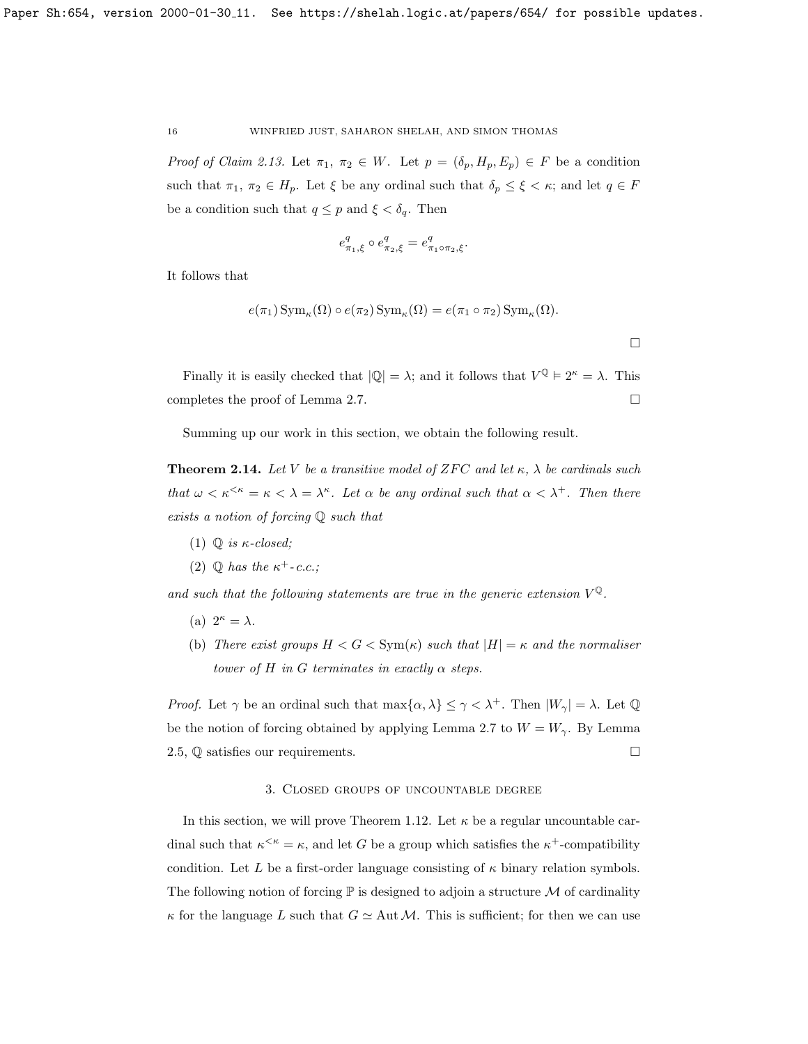*Proof of Claim 2.13.* Let $\pi_1, \pi_2 \in W$. Let $p = (\delta_p, H_p, E_p) \in F$ be a condition such that $\pi_1, \pi_2 \in H_p$. Let $\xi$ be any ordinal such that $\delta_p \leq \xi < \kappa$; and let $q \in F$ be a condition such that $q \leq p$ and $\xi < \delta_q$. Then

$$e^q_{\pi_1,\xi} \circ e^q_{\pi_2,\xi} = e^q_{\pi_1 \circ \pi_2, \xi}.$$

It follows that

$$e(\pi_1) \operatorname{Sym}_\kappa(\Omega) \circ e(\pi_2) \operatorname{Sym}_\kappa(\Omega) = e(\pi_1 \circ \pi_2) \operatorname{Sym}_\kappa(\Omega).$$

□

Finally it is easily checked that $|\mathbb{Q}| = \lambda$; and it follows that $V^{\mathbb{Q}} \models 2^\kappa = \lambda$. This completes the proof of Lemma 2.7. □

Summing up our work in this section, we obtain the following result.

**Theorem 2.14.** *Let $V$ be a transitive model of ZFC and let $\kappa$, $\lambda$ be cardinals such that $\omega < \kappa^{<\kappa} = \kappa < \lambda = \lambda^\kappa$. Let $\alpha$ be any ordinal such that $\alpha < \lambda^+$. Then there exists a notion of forcing $\mathbb{Q}$ such that*

1. *$\mathbb{Q}$ is $\kappa$-closed;*
2. *$\mathbb{Q}$ has the $\kappa^+$-c.c.;*

*and such that the following statements are true in the generic extension $V^{\mathbb{Q}}$.*

- (a) *$2^\kappa = \lambda$.*
- (b) *There exist groups $H < G < \operatorname{Sym}(\kappa)$ such that $|H| = \kappa$ and the normaliser tower of $H$ in $G$ terminates in exactly $\alpha$ steps.*

*Proof.* Let $\gamma$ be an ordinal such that $\max\{\alpha, \lambda\} \leq \gamma < \lambda^+$. Then $|W_\gamma| = \lambda$. Let $\mathbb{Q}$ be the notion of forcing obtained by applying Lemma 2.7 to $W = W_\gamma$. By Lemma 2.5, $\mathbb{Q}$ satisfies our requirements. □

## 3. Closed groups of uncountable degree

In this section, we will prove Theorem 1.12. Let $\kappa$ be a regular uncountable cardinal such that $\kappa^{<\kappa} = \kappa$, and let $G$ be a group which satisfies the $\kappa^+$-compatibility condition. Let $L$ be a first-order language consisting of $\kappa$ binary relation symbols. The following notion of forcing $\mathbb{P}$ is designed to adjoin a structure $\mathcal{M}$ of cardinality $\kappa$ for the language $L$ such that $G \simeq \operatorname{Aut} \mathcal{M}$. This is sufficient; for then we can use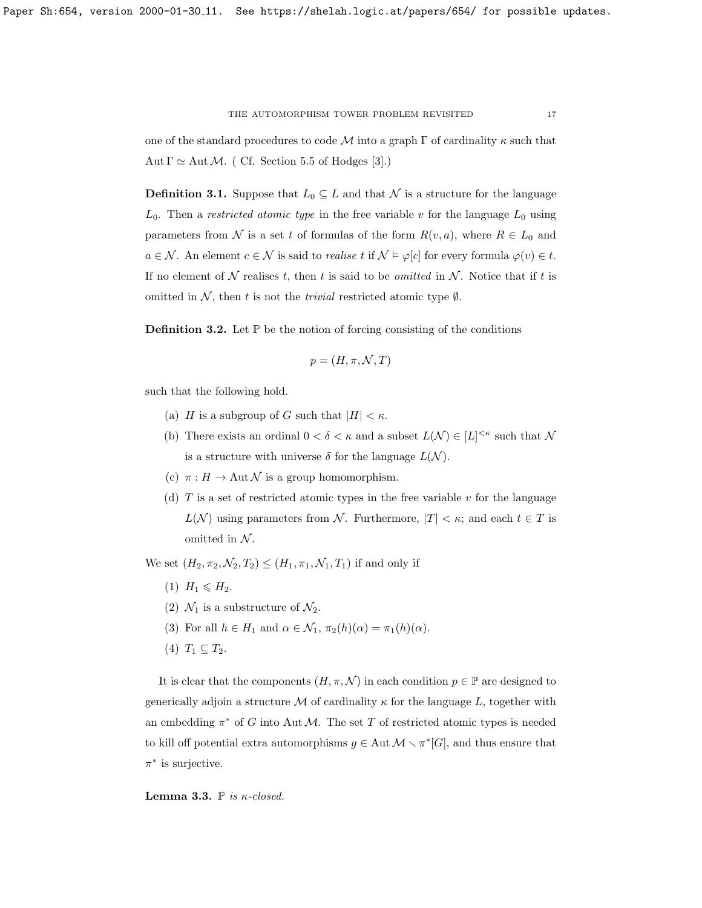one of the standard procedures to code $\mathcal{M}$ into a graph $\Gamma$ of cardinality $\kappa$ such that $\operatorname{Aut}\Gamma \simeq \operatorname{Aut}\mathcal{M}$. ( Cf. Section 5.5 of Hodges [3].)

**Definition 3.1.** Suppose that $L_0 \subseteq L$ and that $\mathcal{N}$ is a structure for the language $L_0$. Then a *restricted atomic type* in the free variable $v$ for the language $L_0$ using parameters from $\mathcal{N}$ is a set $t$ of formulas of the form $R(v, a)$, where $R \in L_0$ and $a \in \mathcal{N}$. An element $c \in \mathcal{N}$ is said to *realise* $t$ if $\mathcal{N} \vDash \varphi[c]$ for every formula $\varphi(v) \in t$. If no element of $\mathcal{N}$ realises $t$, then $t$ is said to be *omitted* in $\mathcal{N}$. Notice that if $t$ is omitted in $\mathcal{N}$, then $t$ is not the *trivial* restricted atomic type $\emptyset$.

**Definition 3.2.** Let $\mathbb{P}$ be the notion of forcing consisting of the conditions

$$p = (H, \pi, \mathcal{N}, T)$$

such that the following hold.

(a) $H$ is a subgroup of $G$ such that $|H| < \kappa$.

(b) There exists an ordinal $0 < \delta < \kappa$ and a subset $L(\mathcal{N}) \in [L]^{<\kappa}$ such that $\mathcal{N}$ is a structure with universe $\delta$ for the language $L(\mathcal{N})$.

(c) $\pi : H \to \operatorname{Aut}\mathcal{N}$ is a group homomorphism.

(d) $T$ is a set of restricted atomic types in the free variable $v$ for the language $L(\mathcal{N})$ using parameters from $\mathcal{N}$. Furthermore, $|T| < \kappa$; and each $t \in T$ is omitted in $\mathcal{N}$.

We set $(H_2, \pi_2, \mathcal{N}_2, T_2) \leq (H_1, \pi_1, \mathcal{N}_1, T_1)$ if and only if

(1) $H_1 \leqslant H_2$.

(2) $\mathcal{N}_1$ is a substructure of $\mathcal{N}_2$.

(3) For all $h \in H_1$ and $\alpha \in \mathcal{N}_1$, $\pi_2(h)(\alpha) = \pi_1(h)(\alpha)$.

(4) $T_1 \subseteq T_2$.

It is clear that the components $(H, \pi, \mathcal{N})$ in each condition $p \in \mathbb{P}$ are designed to generically adjoin a structure $\mathcal{M}$ of cardinality $\kappa$ for the language $L$, together with an embedding $\pi^*$ of $G$ into $\operatorname{Aut}\mathcal{M}$. The set $T$ of restricted atomic types is needed to kill off potential extra automorphisms $g \in \operatorname{Aut}\mathcal{M} \smallsetminus \pi^*[G]$, and thus ensure that $\pi^*$ is surjective.

**Lemma 3.3.** *$\mathbb{P}$ is $\kappa$-closed.*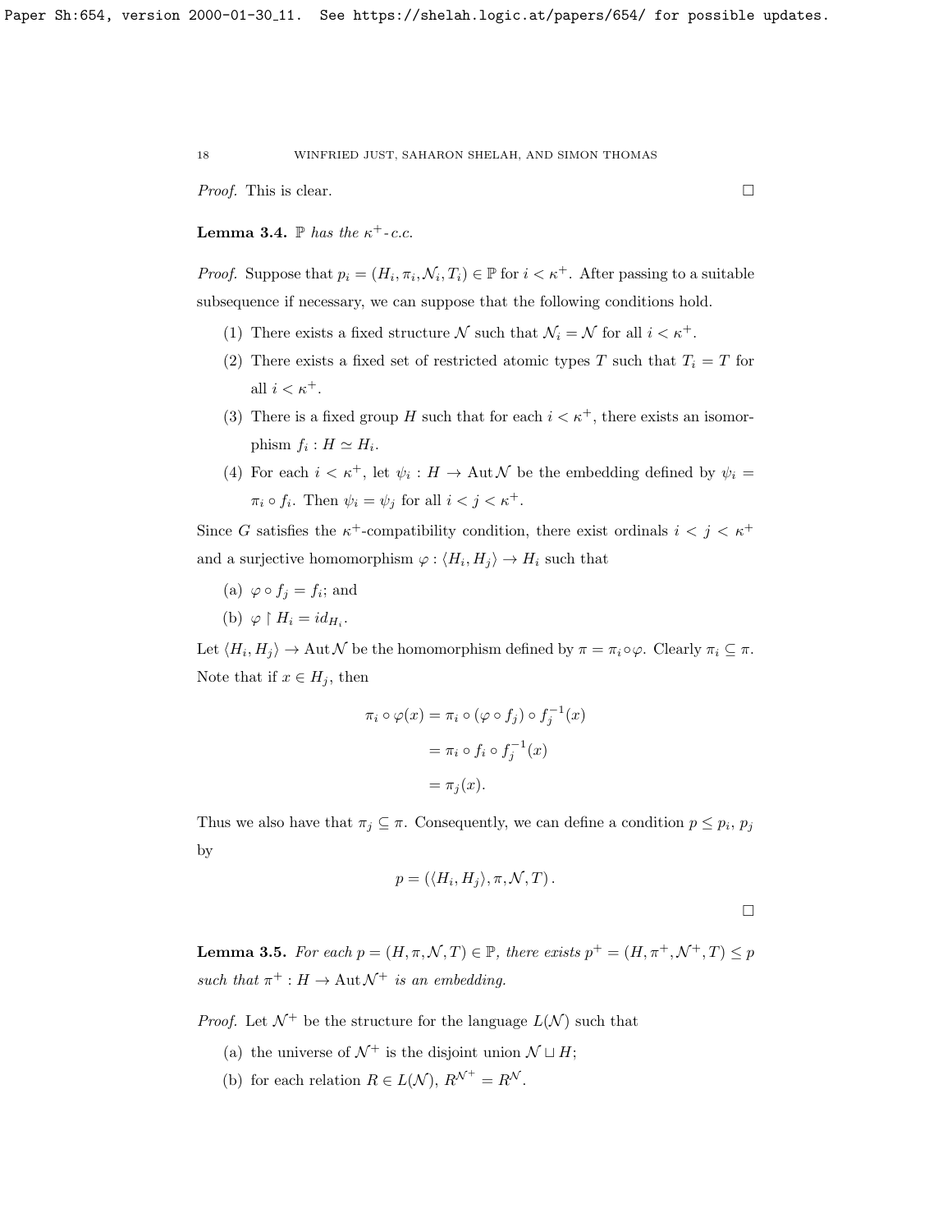*Proof.* This is clear. □

**Lemma 3.4.** *$\mathbb{P}$ has the $\kappa^+$-c.c.*

*Proof.* Suppose that $p_i = (H_i, \pi_i, \mathcal{N}_i, T_i) \in \mathbb{P}$ for $i < \kappa^+$. After passing to a suitable subsequence if necessary, we can suppose that the following conditions hold.

1. There exists a fixed structure $\mathcal{N}$ such that $\mathcal{N}_i = \mathcal{N}$ for all $i < \kappa^+$.
2. There exists a fixed set of restricted atomic types $T$ such that $T_i = T$ for all $i < \kappa^+$.
3. There is a fixed group $H$ such that for each $i < \kappa^+$, there exists an isomorphism $f_i : H \simeq H_i$.
4. For each $i < \kappa^+$, let $\psi_i : H \to \operatorname{Aut} \mathcal{N}$ be the embedding defined by $\psi_i = \pi_i \circ f_i$. Then $\psi_i = \psi_j$ for all $i < j < \kappa^+$.

Since $G$ satisfies the $\kappa^+$-compatibility condition, there exist ordinals $i < j < \kappa^+$ and a surjective homomorphism $\varphi : \langle H_i, H_j \rangle \to H_i$ such that

(a) $\varphi \circ f_j = f_i$; and
(b) $\varphi \restriction H_i = id_{H_i}$.

Let $\langle H_i, H_j \rangle \to \operatorname{Aut} \mathcal{N}$ be the homomorphism defined by $\pi = \pi_i \circ \varphi$. Clearly $\pi_i \subseteq \pi$. Note that if $x \in H_j$, then

$$\begin{aligned}
\pi_i \circ \varphi(x) &= \pi_i \circ (\varphi \circ f_j) \circ f_j^{-1}(x) \\
&= \pi_i \circ f_i \circ f_j^{-1}(x) \\
&= \pi_j(x).
\end{aligned}$$

Thus we also have that $\pi_j \subseteq \pi$. Consequently, we can define a condition $p \leq p_i, p_j$ by

$$p = (\langle H_i, H_j \rangle, \pi, \mathcal{N}, T).$$

□

**Lemma 3.5.** *For each $p = (H, \pi, \mathcal{N}, T) \in \mathbb{P}$, there exists $p^+ = (H, \pi^+, \mathcal{N}^+, T) \leq p$ such that $\pi^+ : H \to \operatorname{Aut} \mathcal{N}^+$ is an embedding.*

*Proof.* Let $\mathcal{N}^+$ be the structure for the language $L(\mathcal{N})$ such that

(a) the universe of $\mathcal{N}^+$ is the disjoint union $\mathcal{N} \sqcup H$;
(b) for each relation $R \in L(\mathcal{N})$, $R^{\mathcal{N}^+} = R^{\mathcal{N}}$.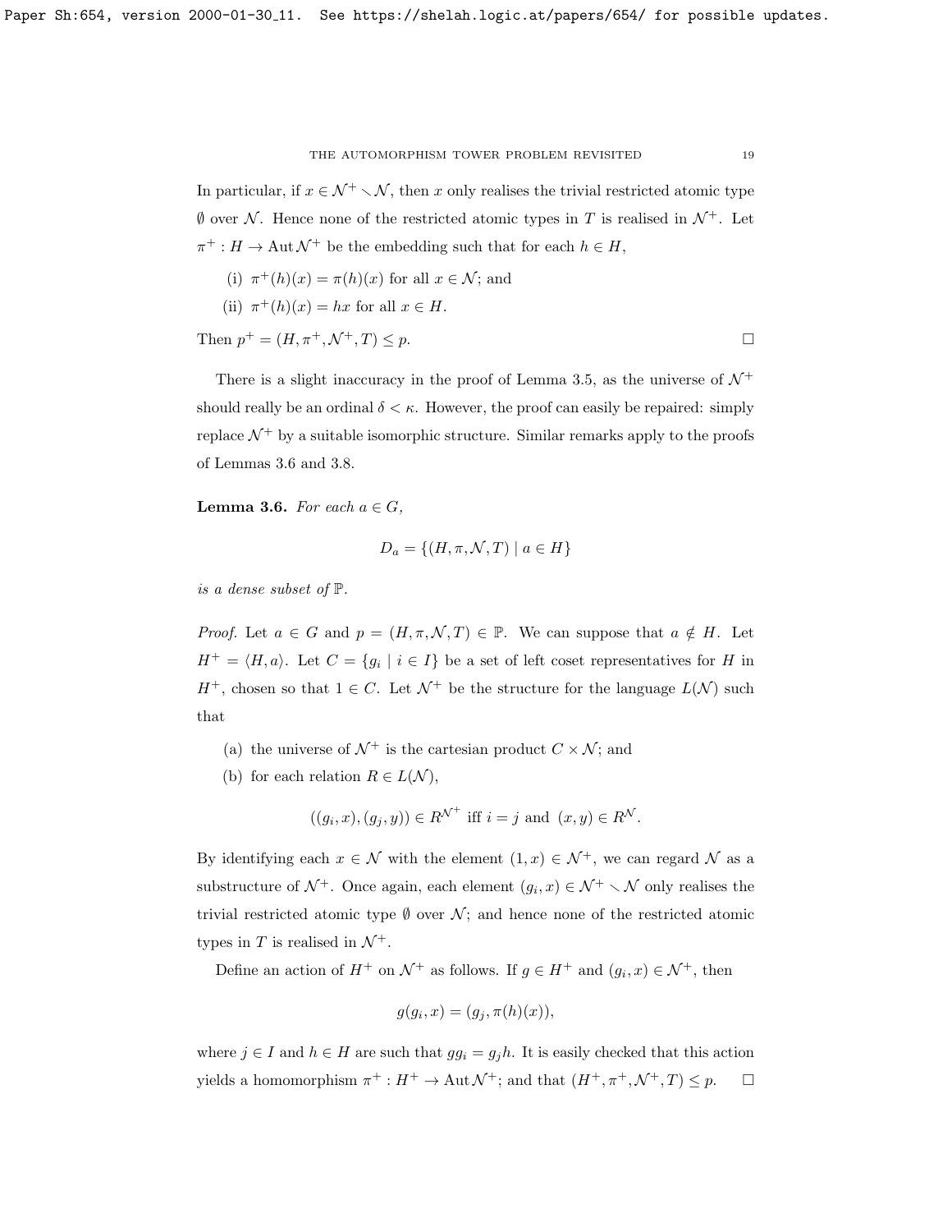In particular, if $x \in \mathcal{N}^+ \smallsetminus \mathcal{N}$, then $x$ only realises the trivial restricted atomic type $\emptyset$ over $\mathcal{N}$. Hence none of the restricted atomic types in $T$ is realised in $\mathcal{N}^+$. Let $\pi^+ : H \to \operatorname{Aut} \mathcal{N}^+$ be the embedding such that for each $h \in H$,

(i) $\pi^+(h)(x) = \pi(h)(x)$ for all $x \in \mathcal{N}$; and

(ii) $\pi^+(h)(x) = hx$ for all $x \in H$.

Then $p^+ = (H, \pi^+, \mathcal{N}^+, T) \leq p$. □

There is a slight inaccuracy in the proof of Lemma 3.5, as the universe of $\mathcal{N}^+$ should really be an ordinal $\delta < \kappa$. However, the proof can easily be repaired: simply replace $\mathcal{N}^+$ by a suitable isomorphic structure. Similar remarks apply to the proofs of Lemmas 3.6 and 3.8.

**Lemma 3.6.** *For each $a \in G$,*

$$D_a = \{(H, \pi, \mathcal{N}, T) \mid a \in H\}$$

*is a dense subset of $\mathbb{P}$.*

*Proof.* Let $a \in G$ and $p = (H, \pi, \mathcal{N}, T) \in \mathbb{P}$. We can suppose that $a \notin H$. Let $H^+ = \langle H, a \rangle$. Let $C = \{g_i \mid i \in I\}$ be a set of left coset representatives for $H$ in $H^+$, chosen so that $1 \in C$. Let $\mathcal{N}^+$ be the structure for the language $L(\mathcal{N})$ such that

(a) the universe of $\mathcal{N}^+$ is the cartesian product $C \times \mathcal{N}$; and

(b) for each relation $R \in L(\mathcal{N})$,

$$((g_i, x), (g_j, y)) \in R^{\mathcal{N}^+} \text{ iff } i = j \text{ and } (x, y) \in R^{\mathcal{N}}.$$

By identifying each $x \in \mathcal{N}$ with the element $(1, x) \in \mathcal{N}^+$, we can regard $\mathcal{N}$ as a substructure of $\mathcal{N}^+$. Once again, each element $(g_i, x) \in \mathcal{N}^+ \smallsetminus \mathcal{N}$ only realises the trivial restricted atomic type $\emptyset$ over $\mathcal{N}$; and hence none of the restricted atomic types in $T$ is realised in $\mathcal{N}^+$.

Define an action of $H^+$ on $\mathcal{N}^+$ as follows. If $g \in H^+$ and $(g_i, x) \in \mathcal{N}^+$, then

$$g(g_i, x) = (g_j, \pi(h)(x)),$$

where $j \in I$ and $h \in H$ are such that $gg_i = g_j h$. It is easily checked that this action yields a homomorphism $\pi^+ : H^+ \to \operatorname{Aut} \mathcal{N}^+$; and that $(H^+, \pi^+, \mathcal{N}^+, T) \leq p$. □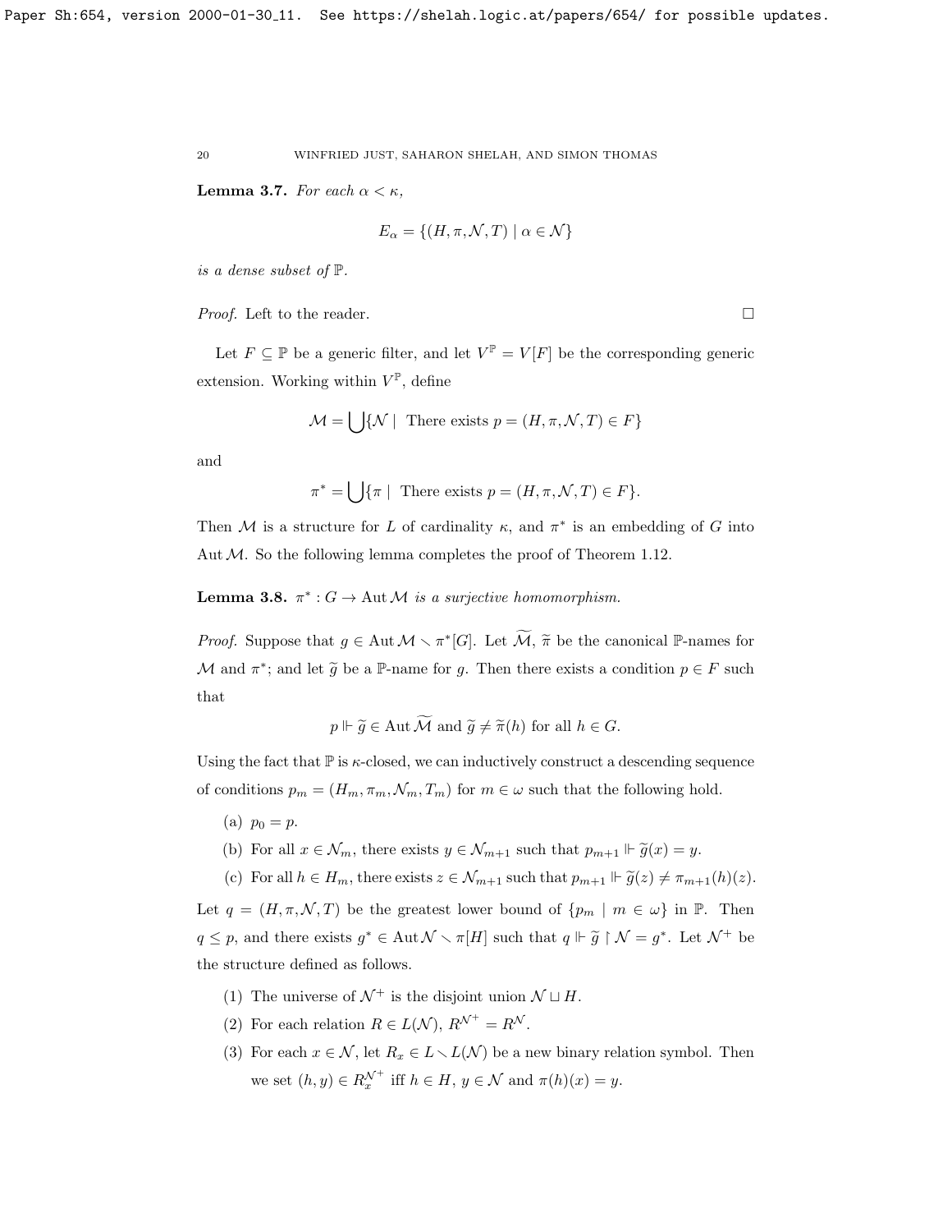**Lemma 3.7.** *For each $\alpha < \kappa$,*

$$E_\alpha = \{(H, \pi, \mathcal{N}, T) \mid \alpha \in \mathcal{N}\}$$

*is a dense subset of $\mathbb{P}$.*

*Proof.* Left to the reader. $\square$

Let $F \subseteq \mathbb{P}$ be a generic filter, and let $V^{\mathbb{P}} = V[F]$ be the corresponding generic extension. Working within $V^{\mathbb{P}}$, define

$$\mathcal{M} = \bigcup \{\mathcal{N} \mid \text{ There exists } p = (H, \pi, \mathcal{N}, T) \in F\}$$

and

$$\pi^* = \bigcup \{\pi \mid \text{ There exists } p = (H, \pi, \mathcal{N}, T) \in F\}.$$

Then $\mathcal{M}$ is a structure for $L$ of cardinality $\kappa$, and $\pi^*$ is an embedding of $G$ into $\operatorname{Aut} \mathcal{M}$. So the following lemma completes the proof of Theorem 1.12.

**Lemma 3.8.** *$\pi^* : G \to \operatorname{Aut} \mathcal{M}$ is a surjective homomorphism.*

*Proof.* Suppose that $g \in \operatorname{Aut} \mathcal{M} \smallsetminus \pi^*[G]$. Let $\widetilde{\mathcal{M}}$, $\widetilde{\pi}$ be the canonical $\mathbb{P}$-names for $\mathcal{M}$ and $\pi^*$; and let $\widetilde{g}$ be a $\mathbb{P}$-name for $g$. Then there exists a condition $p \in F$ such that

$$p \Vdash \widetilde{g} \in \operatorname{Aut} \widetilde{\mathcal{M}} \text{ and } \widetilde{g} \neq \widetilde{\pi}(h) \text{ for all } h \in G.$$

Using the fact that $\mathbb{P}$ is $\kappa$-closed, we can inductively construct a descending sequence of conditions $p_m = (H_m, \pi_m, \mathcal{N}_m, T_m)$ for $m \in \omega$ such that the following hold.

(a) $p_0 = p$.

(b) For all $x \in \mathcal{N}_m$, there exists $y \in \mathcal{N}_{m+1}$ such that $p_{m+1} \Vdash \widetilde{g}(x) = y$.

(c) For all $h \in H_m$, there exists $z \in \mathcal{N}_{m+1}$ such that $p_{m+1} \Vdash \widetilde{g}(z) \neq \pi_{m+1}(h)(z)$.

Let $q = (H, \pi, \mathcal{N}, T)$ be the greatest lower bound of $\{p_m \mid m \in \omega\}$ in $\mathbb{P}$. Then $q \leq p$, and there exists $g^* \in \operatorname{Aut} \mathcal{N} \smallsetminus \pi[H]$ such that $q \Vdash \widetilde{g} \restriction \mathcal{N} = g^*$. Let $\mathcal{N}^+$ be the structure defined as follows.

(1) The universe of $\mathcal{N}^+$ is the disjoint union $\mathcal{N} \sqcup H$.

(2) For each relation $R \in L(\mathcal{N})$, $R^{\mathcal{N}^+} = R^{\mathcal{N}}$.

(3) For each $x \in \mathcal{N}$, let $R_x \in L \smallsetminus L(\mathcal{N})$ be a new binary relation symbol. Then we set $(h, y) \in R_x^{\mathcal{N}^+}$ iff $h \in H$, $y \in \mathcal{N}$ and $\pi(h)(x) = y$.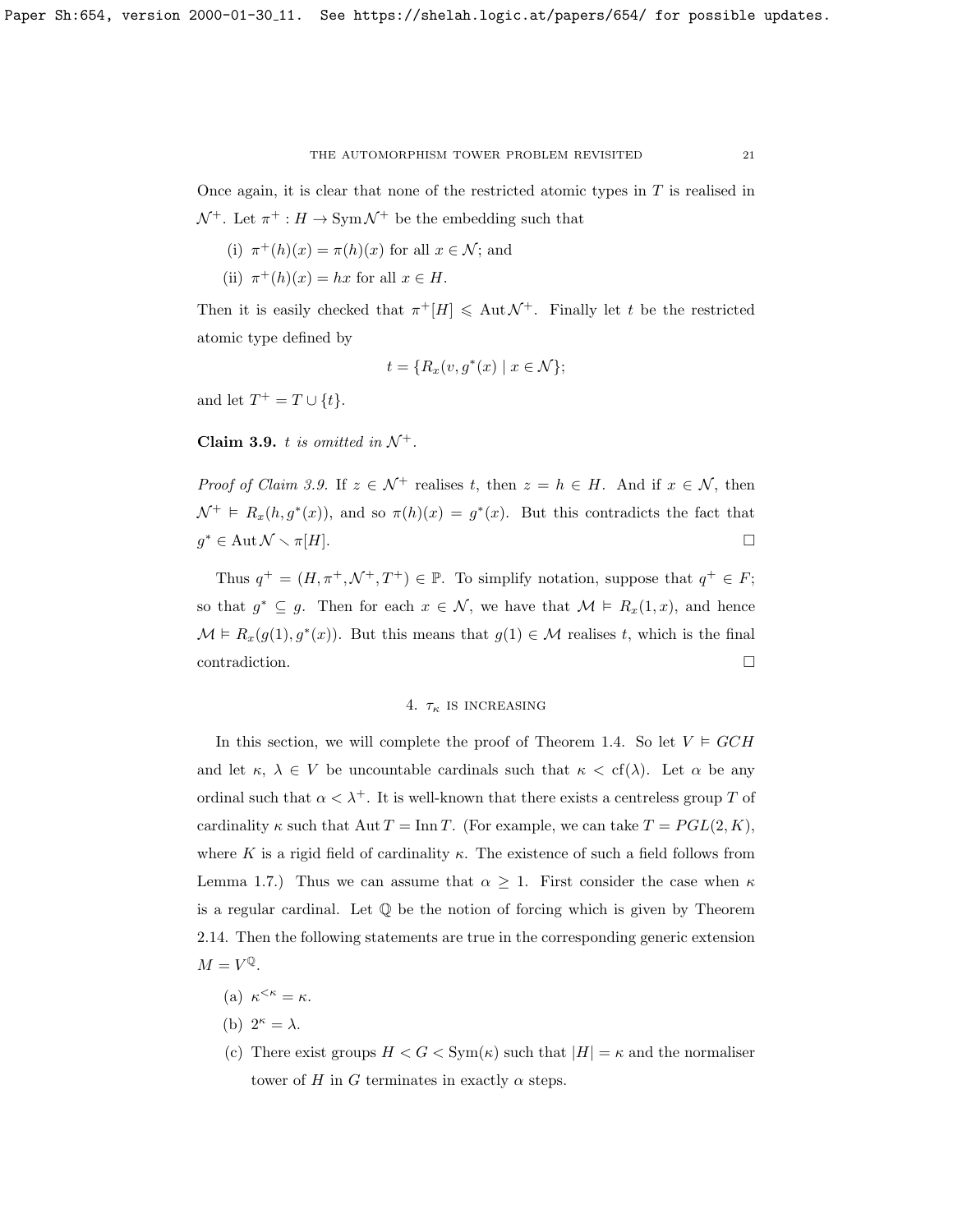Once again, it is clear that none of the restricted atomic types in $T$ is realised in $\mathcal{N}^+$. Let $\pi^+ : H \to \operatorname{Sym} \mathcal{N}^+$ be the embedding such that

(i) $\pi^+(h)(x) = \pi(h)(x)$ for all $x \in \mathcal{N}$; and

(ii) $\pi^+(h)(x) = hx$ for all $x \in H$.

Then it is easily checked that $\pi^+[H] \leqslant \operatorname{Aut} \mathcal{N}^+$. Finally let $t$ be the restricted atomic type defined by

$$t = \{R_x(v, g^*(x) \mid x \in \mathcal{N}\};$$

and let $T^+ = T \cup \{t\}$.

**Claim 3.9.** *$t$ is omitted in $\mathcal{N}^+$.*

*Proof of Claim 3.9.* If $z \in \mathcal{N}^+$ realises $t$, then $z = h \in H$. And if $x \in \mathcal{N}$, then $\mathcal{N}^+ \vDash R_x(h, g^*(x))$, and so $\pi(h)(x) = g^*(x)$. But this contradicts the fact that $g^* \in \operatorname{Aut} \mathcal{N} \smallsetminus \pi[H]$. $\square$

Thus $q^+ = (H, \pi^+, \mathcal{N}^+, T^+) \in \mathbb{P}$. To simplify notation, suppose that $q^+ \in F$; so that $g^* \subseteq g$. Then for each $x \in \mathcal{N}$, we have that $\mathcal{M} \vDash R_x(1, x)$, and hence $\mathcal{M} \vDash R_x(g(1), g^*(x))$. But this means that $g(1) \in \mathcal{M}$ realises $t$, which is the final contradiction. $\square$

## 4. $\tau_\kappa$ is increasing

In this section, we will complete the proof of Theorem 1.4. So let $V \vDash GCH$ and let $\kappa$, $\lambda \in V$ be uncountable cardinals such that $\kappa < \operatorname{cf}(\lambda)$. Let $\alpha$ be any ordinal such that $\alpha < \lambda^+$. It is well-known that there exists a centreless group $T$ of cardinality $\kappa$ such that $\operatorname{Aut} T = \operatorname{Inn} T$. (For example, we can take $T = PGL(2, K)$, where $K$ is a rigid field of cardinality $\kappa$. The existence of such a field follows from Lemma 1.7.) Thus we can assume that $\alpha \geq 1$. First consider the case when $\kappa$ is a regular cardinal. Let $\mathbb{Q}$ be the notion of forcing which is given by Theorem 2.14. Then the following statements are true in the corresponding generic extension $M = V^{\mathbb{Q}}$.

(a) $\kappa^{<\kappa} = \kappa$.

(b) $2^\kappa = \lambda$.

(c) There exist groups $H < G < \operatorname{Sym}(\kappa)$ such that $|H| = \kappa$ and the normaliser tower of $H$ in $G$ terminates in exactly $\alpha$ steps.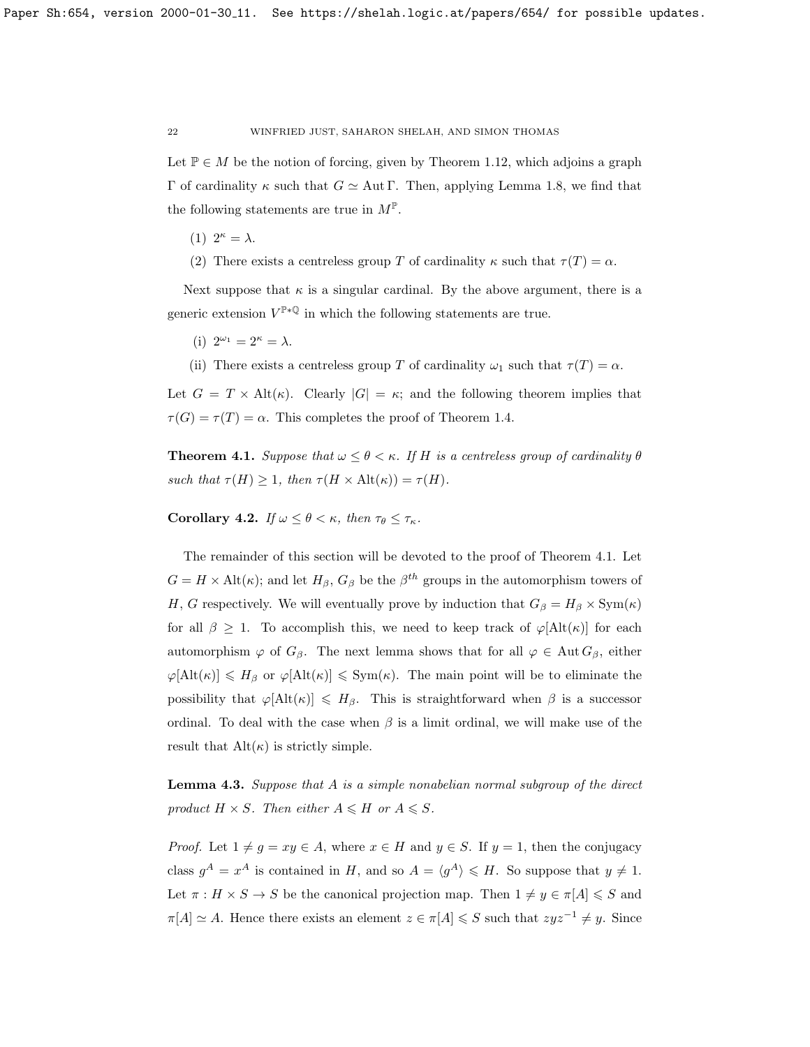Let $\mathbb{P} \in M$ be the notion of forcing, given by Theorem 1.12, which adjoins a graph $\Gamma$ of cardinality $\kappa$ such that $G \simeq \operatorname{Aut} \Gamma$. Then, applying Lemma 1.8, we find that the following statements are true in $M^{\mathbb{P}}$.

(1) $2^\kappa = \lambda$.

(2) There exists a centreless group $T$ of cardinality $\kappa$ such that $\tau(T) = \alpha$.

Next suppose that $\kappa$ is a singular cardinal. By the above argument, there is a generic extension $V^{\mathbb{P} * \mathbb{Q}}$ in which the following statements are true.

(i) $2^{\omega_1} = 2^\kappa = \lambda$.

(ii) There exists a centreless group $T$ of cardinality $\omega_1$ such that $\tau(T) = \alpha$.

Let $G = T \times \operatorname{Alt}(\kappa)$. Clearly $|G| = \kappa$; and the following theorem implies that $\tau(G) = \tau(T) = \alpha$. This completes the proof of Theorem 1.4.

**Theorem 4.1.** *Suppose that $\omega \leq \theta < \kappa$. If $H$ is a centreless group of cardinality $\theta$ such that $\tau(H) \geq 1$, then $\tau(H \times \operatorname{Alt}(\kappa)) = \tau(H)$.*

**Corollary 4.2.** *If $\omega \leq \theta < \kappa$, then $\tau_\theta \leq \tau_\kappa$.*

The remainder of this section will be devoted to the proof of Theorem 4.1. Let $G = H \times \operatorname{Alt}(\kappa)$; and let $H_\beta$, $G_\beta$ be the $\beta^{th}$ groups in the automorphism towers of $H$, $G$ respectively. We will eventually prove by induction that $G_\beta = H_\beta \times \operatorname{Sym}(\kappa)$ for all $\beta \geq 1$. To accomplish this, we need to keep track of $\varphi[\operatorname{Alt}(\kappa)]$ for each automorphism $\varphi$ of $G_\beta$. The next lemma shows that for all $\varphi \in \operatorname{Aut} G_\beta$, either $\varphi[\operatorname{Alt}(\kappa)] \leqslant H_\beta$ or $\varphi[\operatorname{Alt}(\kappa)] \leqslant \operatorname{Sym}(\kappa)$. The main point will be to eliminate the possibility that $\varphi[\operatorname{Alt}(\kappa)] \leqslant H_\beta$. This is straightforward when $\beta$ is a successor ordinal. To deal with the case when $\beta$ is a limit ordinal, we will make use of the result that $\operatorname{Alt}(\kappa)$ is strictly simple.

**Lemma 4.3.** *Suppose that $A$ is a simple nonabelian normal subgroup of the direct product $H \times S$. Then either $A \leqslant H$ or $A \leqslant S$.*

*Proof.* Let $1 \neq g = xy \in A$, where $x \in H$ and $y \in S$. If $y = 1$, then the conjugacy class $g^A = x^A$ is contained in $H$, and so $A = \langle g^A \rangle \leqslant H$. So suppose that $y \neq 1$. Let $\pi : H \times S \to S$ be the canonical projection map. Then $1 \neq y \in \pi[A] \leqslant S$ and $\pi[A] \simeq A$. Hence there exists an element $z \in \pi[A] \leqslant S$ such that $zyz^{-1} \neq y$. Since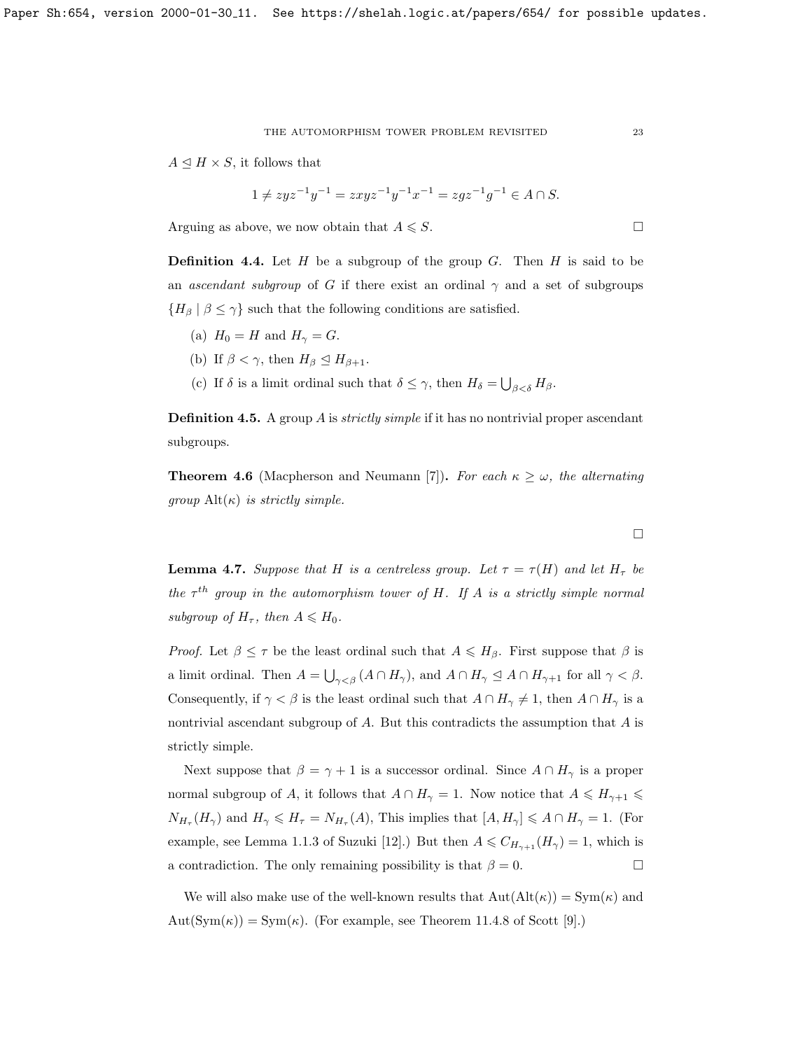$A \trianglelefteq H \times S$, it follows that

$$1 \neq zyz^{-1}y^{-1} = zxyz^{-1}y^{-1}x^{-1} = zgz^{-1}g^{-1} \in A \cap S.$$

Arguing as above, we now obtain that $A \leqslant S$. $\square$

**Definition 4.4.** Let $H$ be a subgroup of the group $G$. Then $H$ is said to be an *ascendant subgroup* of $G$ if there exist an ordinal $\gamma$ and a set of subgroups $\{H_\beta \mid \beta \leq \gamma\}$ such that the following conditions are satisfied.

(a) $H_0 = H$ and $H_\gamma = G$.

(b) If $\beta < \gamma$, then $H_\beta \trianglelefteq H_{\beta+1}$.

(c) If $\delta$ is a limit ordinal such that $\delta \leq \gamma$, then $H_\delta = \bigcup_{\beta<\delta} H_\beta$.

**Definition 4.5.** A group $A$ is *strictly simple* if it has no nontrivial proper ascendant subgroups.

**Theorem 4.6** (Macpherson and Neumann [7])**.** *For each $\kappa \geq \omega$, the alternating group $\mathrm{Alt}(\kappa)$ is strictly simple.*

$\square$

**Lemma 4.7.** *Suppose that $H$ is a centreless group. Let $\tau = \tau(H)$ and let $H_\tau$ be the $\tau^{th}$ group in the automorphism tower of $H$. If $A$ is a strictly simple normal subgroup of $H_\tau$, then $A \leqslant H_0$.*

*Proof.* Let $\beta \leq \tau$ be the least ordinal such that $A \leqslant H_\beta$. First suppose that $\beta$ is a limit ordinal. Then $A = \bigcup_{\gamma<\beta}(A \cap H_\gamma)$, and $A \cap H_\gamma \trianglelefteq A \cap H_{\gamma+1}$ for all $\gamma < \beta$. Consequently, if $\gamma < \beta$ is the least ordinal such that $A \cap H_\gamma \neq 1$, then $A \cap H_\gamma$ is a nontrivial ascendant subgroup of $A$. But this contradicts the assumption that $A$ is strictly simple.

Next suppose that $\beta = \gamma + 1$ is a successor ordinal. Since $A \cap H_\gamma$ is a proper normal subgroup of $A$, it follows that $A \cap H_\gamma = 1$. Now notice that $A \leqslant H_{\gamma+1} \leqslant N_{H_\tau}(H_\gamma)$ and $H_\gamma \leqslant H_\tau = N_{H_\tau}(A)$, This implies that $[A, H_\gamma] \leqslant A \cap H_\gamma = 1$. (For example, see Lemma 1.1.3 of Suzuki [12].) But then $A \leqslant C_{H_{\gamma+1}}(H_\gamma) = 1$, which is a contradiction. The only remaining possibility is that $\beta = 0$. $\square$

We will also make use of the well-known results that $\mathrm{Aut}(\mathrm{Alt}(\kappa)) = \mathrm{Sym}(\kappa)$ and $\mathrm{Aut}(\mathrm{Sym}(\kappa)) = \mathrm{Sym}(\kappa)$. (For example, see Theorem 11.4.8 of Scott [9].)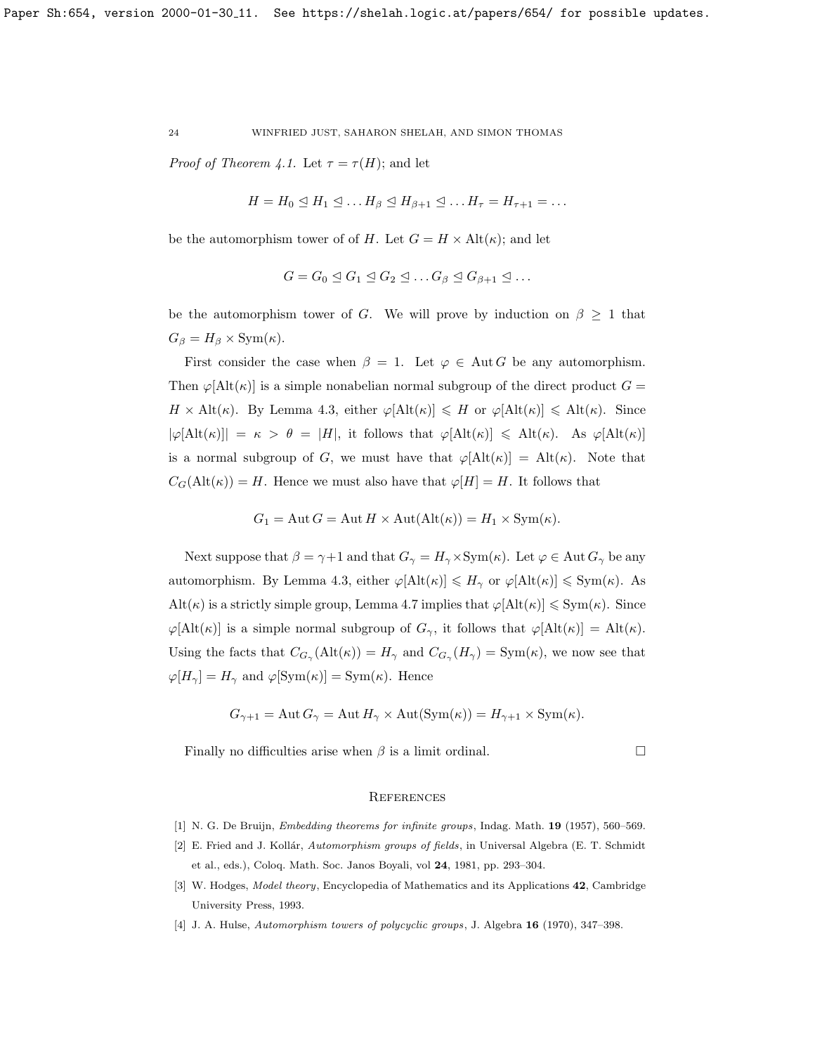*Proof of Theorem 4.1.* Let $\tau = \tau(H)$; and let

$$H = H_0 \trianglelefteq H_1 \trianglelefteq \dots H_\beta \trianglelefteq H_{\beta+1} \trianglelefteq \dots H_\tau = H_{\tau+1} = \dots$$

be the automorphism tower of of $H$. Let $G = H \times \mathrm{Alt}(\kappa)$; and let

$$G = G_0 \trianglelefteq G_1 \trianglelefteq G_2 \trianglelefteq \dots G_\beta \trianglelefteq G_{\beta+1} \trianglelefteq \dots$$

be the automorphism tower of $G$. We will prove by induction on $\beta \geq 1$ that $G_\beta = H_\beta \times \mathrm{Sym}(\kappa)$.

First consider the case when $\beta = 1$. Let $\varphi \in \mathrm{Aut}\, G$ be any automorphism. Then $\varphi[\mathrm{Alt}(\kappa)]$ is a simple nonabelian normal subgroup of the direct product $G = H \times \mathrm{Alt}(\kappa)$. By Lemma 4.3, either $\varphi[\mathrm{Alt}(\kappa)] \leqslant H$ or $\varphi[\mathrm{Alt}(\kappa)] \leqslant \mathrm{Alt}(\kappa)$. Since $|\varphi[\mathrm{Alt}(\kappa)]| = \kappa > \theta = |H|$, it follows that $\varphi[\mathrm{Alt}(\kappa)] \leqslant \mathrm{Alt}(\kappa)$. As $\varphi[\mathrm{Alt}(\kappa)]$ is a normal subgroup of $G$, we must have that $\varphi[\mathrm{Alt}(\kappa)] = \mathrm{Alt}(\kappa)$. Note that $C_G(\mathrm{Alt}(\kappa)) = H$. Hence we must also have that $\varphi[H] = H$. It follows that

$$G_1 = \mathrm{Aut}\, G = \mathrm{Aut}\, H \times \mathrm{Aut}(\mathrm{Alt}(\kappa)) = H_1 \times \mathrm{Sym}(\kappa).$$

Next suppose that $\beta = \gamma + 1$ and that $G_\gamma = H_\gamma \times \mathrm{Sym}(\kappa)$. Let $\varphi \in \mathrm{Aut}\, G_\gamma$ be any automorphism. By Lemma 4.3, either $\varphi[\mathrm{Alt}(\kappa)] \leqslant H_\gamma$ or $\varphi[\mathrm{Alt}(\kappa)] \leqslant \mathrm{Sym}(\kappa)$. As $\mathrm{Alt}(\kappa)$ is a strictly simple group, Lemma 4.7 implies that $\varphi[\mathrm{Alt}(\kappa)] \leqslant \mathrm{Sym}(\kappa)$. Since $\varphi[\mathrm{Alt}(\kappa)]$ is a simple normal subgroup of $G_\gamma$, it follows that $\varphi[\mathrm{Alt}(\kappa)] = \mathrm{Alt}(\kappa)$. Using the facts that $C_{G_\gamma}(\mathrm{Alt}(\kappa)) = H_\gamma$ and $C_{G_\gamma}(H_\gamma) = \mathrm{Sym}(\kappa)$, we now see that $\varphi[H_\gamma] = H_\gamma$ and $\varphi[\mathrm{Sym}(\kappa)] = \mathrm{Sym}(\kappa)$. Hence

$$G_{\gamma+1} = \mathrm{Aut}\, G_\gamma = \mathrm{Aut}\, H_\gamma \times \mathrm{Aut}(\mathrm{Sym}(\kappa)) = H_{\gamma+1} \times \mathrm{Sym}(\kappa).$$

Finally no difficulties arise when $\beta$ is a limit ordinal. □

## References

[1] N. G. De Bruijn, *Embedding theorems for infinite groups*, Indag. Math. **19** (1957), 560–569.

[2] E. Fried and J. Kollár, *Automorphism groups of fields*, in Universal Algebra (E. T. Schmidt et al., eds.), Coloq. Math. Soc. Janos Boyali, vol **24**, 1981, pp. 293–304.

[3] W. Hodges, *Model theory*, Encyclopedia of Mathematics and its Applications **42**, Cambridge University Press, 1993.

[4] J. A. Hulse, *Automorphism towers of polycyclic groups*, J. Algebra **16** (1970), 347–398.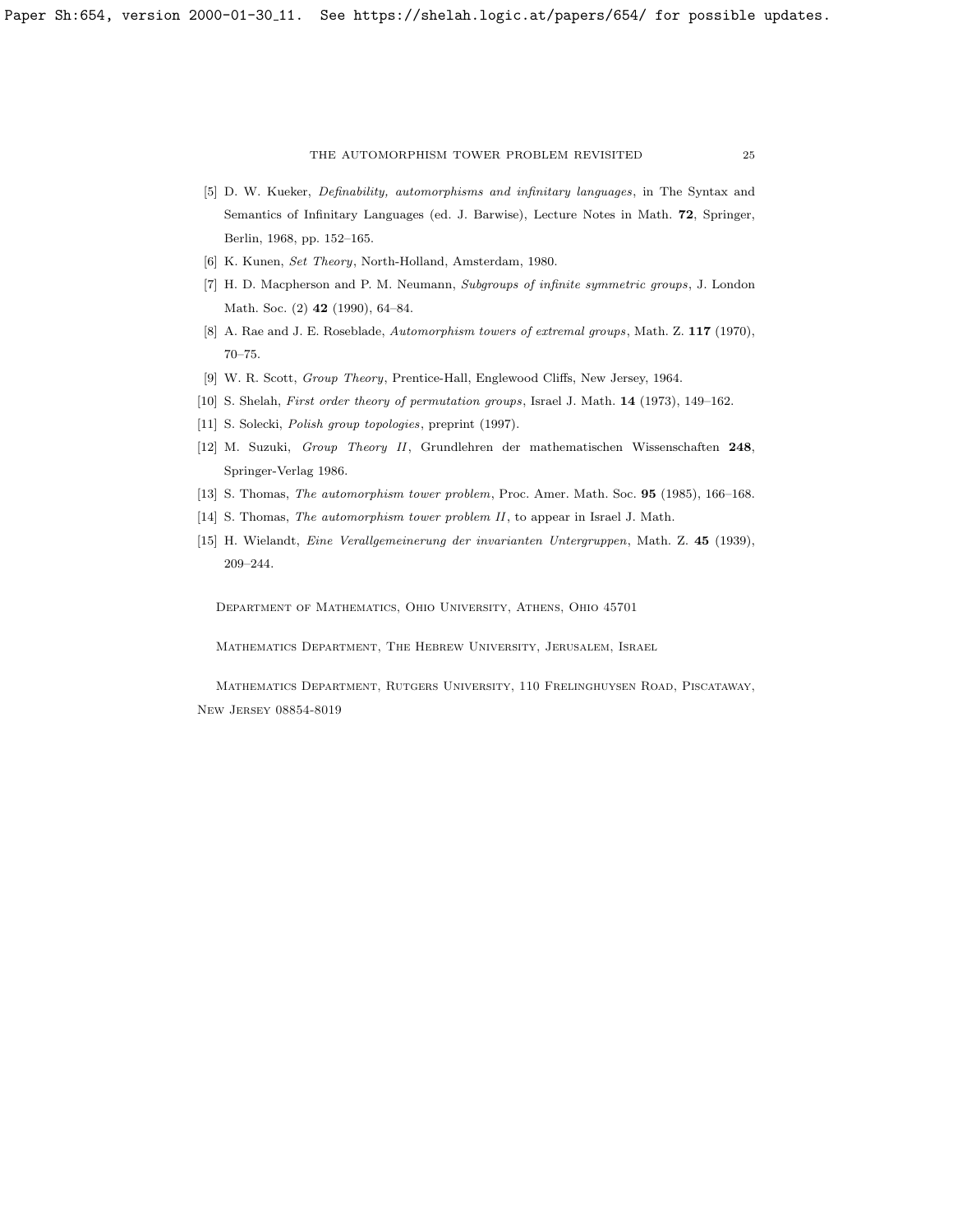[5] D. W. Kueker, *Definability, automorphisms and infinitary languages*, in The Syntax and Semantics of Infinitary Languages (ed. J. Barwise), Lecture Notes in Math. **72**, Springer, Berlin, 1968, pp. 152–165.

[6] K. Kunen, *Set Theory*, North-Holland, Amsterdam, 1980.

[7] H. D. Macpherson and P. M. Neumann, *Subgroups of infinite symmetric groups*, J. London Math. Soc. (2) **42** (1990), 64–84.

[8] A. Rae and J. E. Roseblade, *Automorphism towers of extremal groups*, Math. Z. **117** (1970), 70–75.

[9] W. R. Scott, *Group Theory*, Prentice-Hall, Englewood Cliffs, New Jersey, 1964.

[10] S. Shelah, *First order theory of permutation groups*, Israel J. Math. **14** (1973), 149–162.

[11] S. Solecki, *Polish group topologies*, preprint (1997).

[12] M. Suzuki, *Group Theory II*, Grundlehren der mathematischen Wissenschaften **248**, Springer-Verlag 1986.

[13] S. Thomas, *The automorphism tower problem*, Proc. Amer. Math. Soc. **95** (1985), 166–168.

[14] S. Thomas, *The automorphism tower problem II*, to appear in Israel J. Math.

[15] H. Wielandt, *Eine Verallgemeinerung der invarianten Untergruppen*, Math. Z. **45** (1939), 209–244.

Department of Mathematics, Ohio University, Athens, Ohio 45701

Mathematics Department, The Hebrew University, Jerusalem, Israel

Mathematics Department, Rutgers University, 110 Frelinghuysen Road, Piscataway, New Jersey 08854-8019